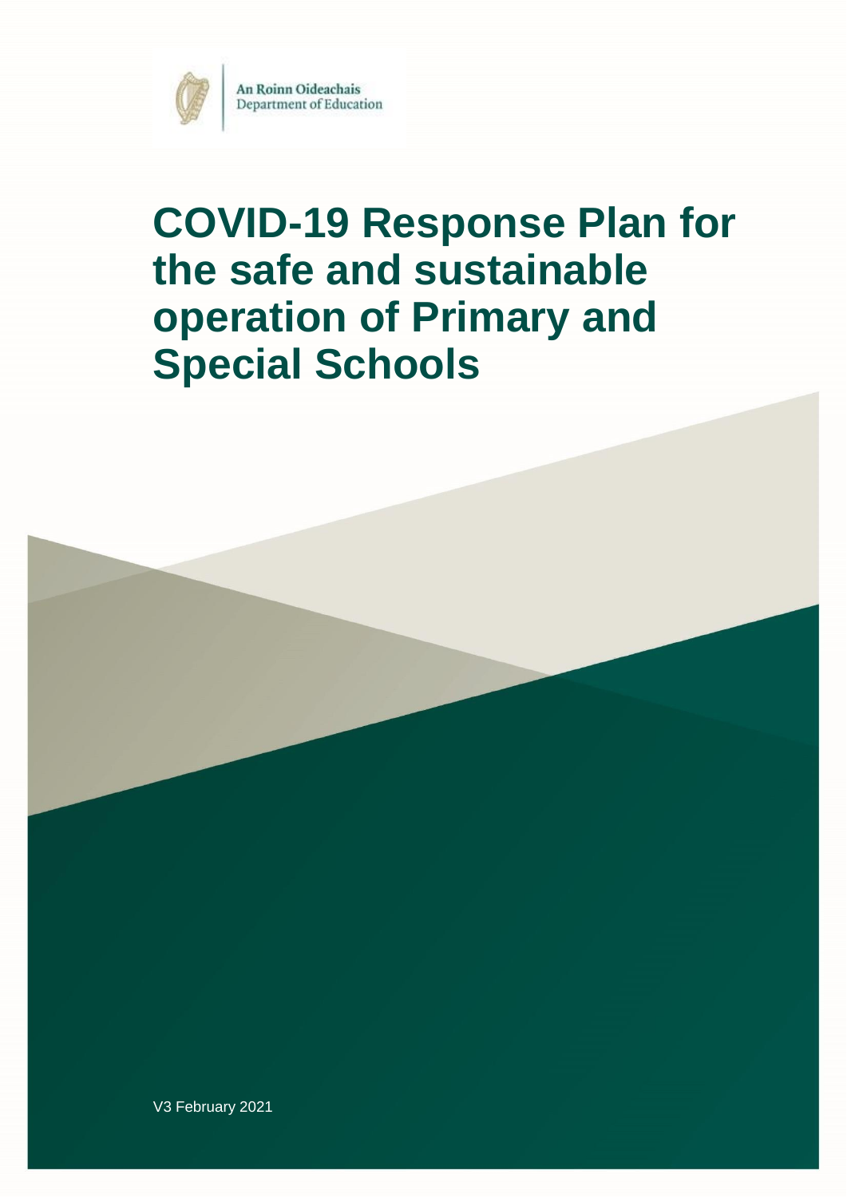An Roinn Oideachais
Department of Education

# COVID-19 Response Plan for the safe and sustainable operation of Primary and Special Schools

V3 February 2021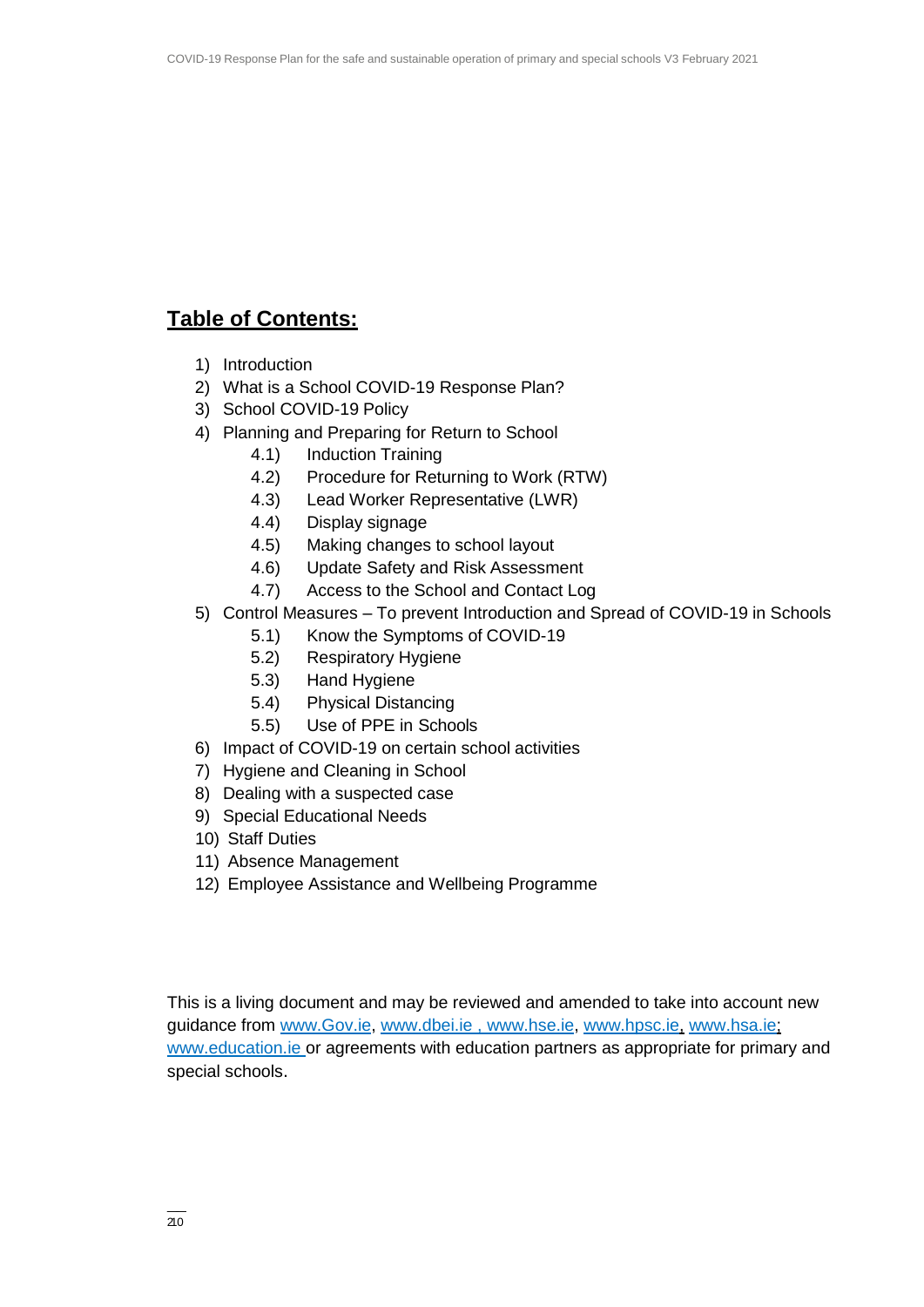## Table of Contents:

1) Introduction
2) What is a School COVID-19 Response Plan?
3) School COVID-19 Policy
4) Planning and Preparing for Return to School
    - 4.1) Induction Training
    - 4.2) Procedure for Returning to Work (RTW)
    - 4.3) Lead Worker Representative (LWR)
    - 4.4) Display signage
    - 4.5) Making changes to school layout
    - 4.6) Update Safety and Risk Assessment
    - 4.7) Access to the School and Contact Log
5) Control Measures – To prevent Introduction and Spread of COVID-19 in Schools
    - 5.1) Know the Symptoms of COVID-19
    - 5.2) Respiratory Hygiene
    - 5.3) Hand Hygiene
    - 5.4) Physical Distancing
    - 5.5) Use of PPE in Schools
6) Impact of COVID-19 on certain school activities
7) Hygiene and Cleaning in School
8) Dealing with a suspected case
9) Special Educational Needs
10) Staff Duties
11) Absence Management
12) Employee Assistance and Wellbeing Programme

This is a living document and may be reviewed and amended to take into account new guidance from www.Gov.ie, www.dbei.ie , www.hse.ie, www.hpsc.ie, www.hsa.ie; www.education.ie or agreements with education partners as appropriate for primary and special schools.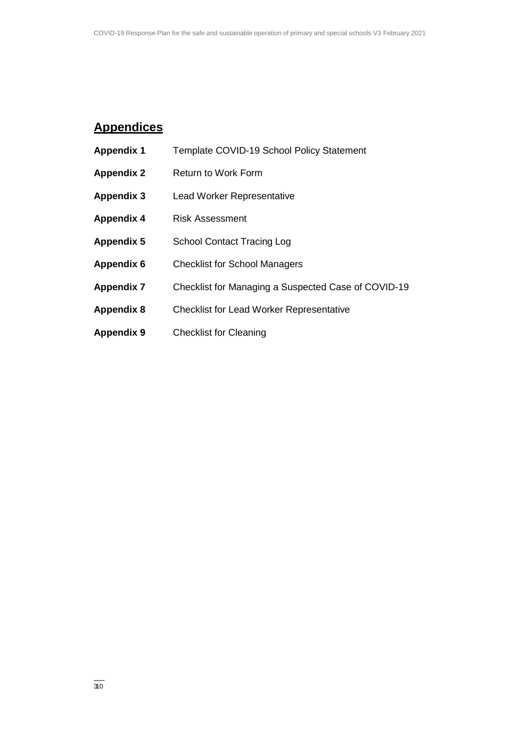## Appendices

| | |
|---|---|
| **Appendix 1** | Template COVID-19 School Policy Statement |
| **Appendix 2** | Return to Work Form |
| **Appendix 3** | Lead Worker Representative |
| **Appendix 4** | Risk Assessment |
| **Appendix 5** | School Contact Tracing Log |
| **Appendix 6** | Checklist for School Managers |
| **Appendix 7** | Checklist for Managing a Suspected Case of COVID-19 |
| **Appendix 8** | Checklist for Lead Worker Representative |
| **Appendix 9** | Checklist for Cleaning |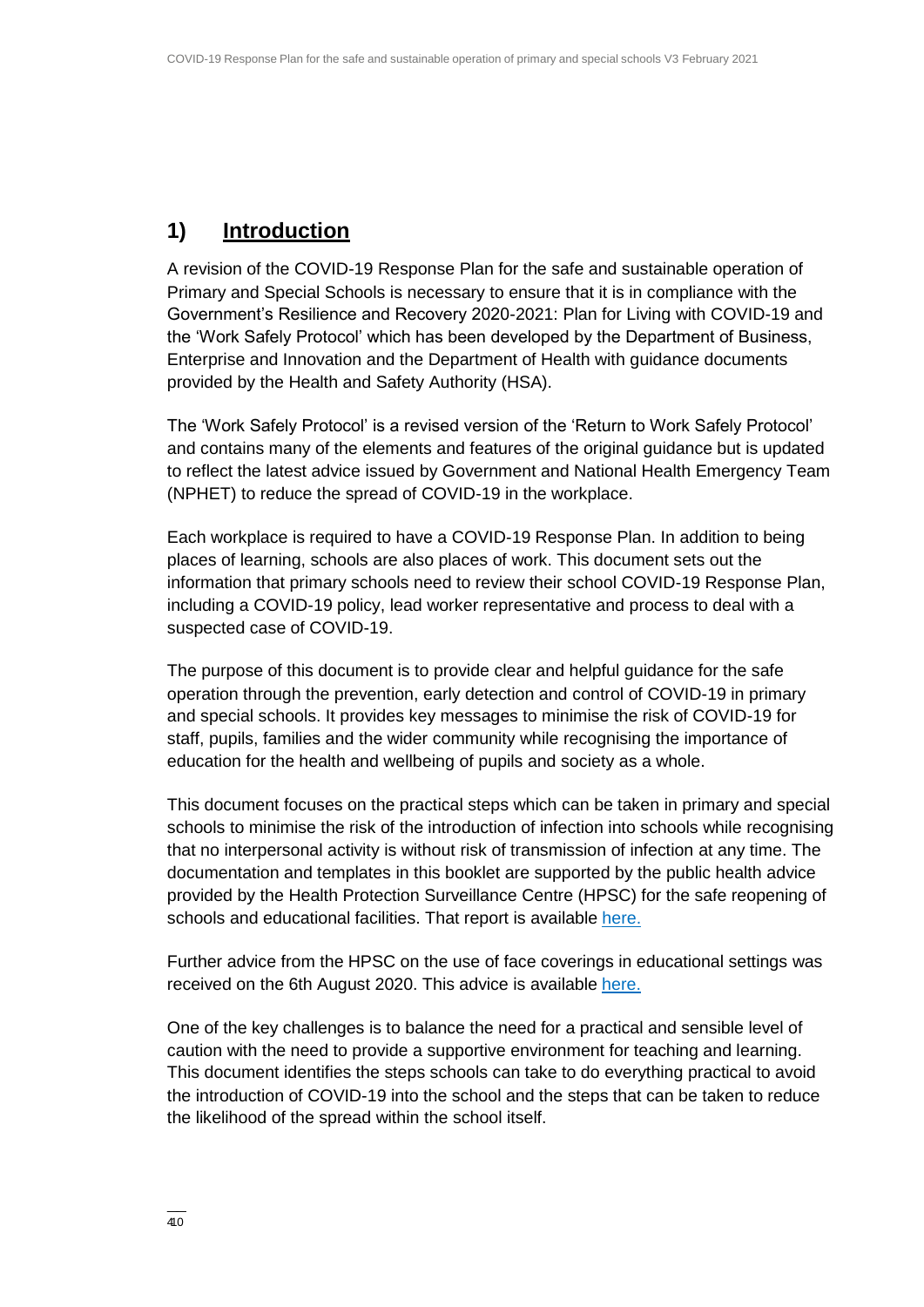## 1) Introduction

A revision of the COVID-19 Response Plan for the safe and sustainable operation of Primary and Special Schools is necessary to ensure that it is in compliance with the Government's Resilience and Recovery 2020-2021: Plan for Living with COVID-19 and the 'Work Safely Protocol' which has been developed by the Department of Business, Enterprise and Innovation and the Department of Health with guidance documents provided by the Health and Safety Authority (HSA).

The 'Work Safely Protocol' is a revised version of the 'Return to Work Safely Protocol' and contains many of the elements and features of the original guidance but is updated to reflect the latest advice issued by Government and National Health Emergency Team (NPHET) to reduce the spread of COVID-19 in the workplace.

Each workplace is required to have a COVID-19 Response Plan. In addition to being places of learning, schools are also places of work. This document sets out the information that primary schools need to review their school COVID-19 Response Plan, including a COVID-19 policy, lead worker representative and process to deal with a suspected case of COVID-19.

The purpose of this document is to provide clear and helpful guidance for the safe operation through the prevention, early detection and control of COVID-19 in primary and special schools. It provides key messages to minimise the risk of COVID-19 for staff, pupils, families and the wider community while recognising the importance of education for the health and wellbeing of pupils and society as a whole.

This document focuses on the practical steps which can be taken in primary and special schools to minimise the risk of the introduction of infection into schools while recognising that no interpersonal activity is without risk of transmission of infection at any time. The documentation and templates in this booklet are supported by the public health advice provided by the Health Protection Surveillance Centre (HPSC) for the safe reopening of schools and educational facilities. That report is available here.

Further advice from the HPSC on the use of face coverings in educational settings was received on the 6th August 2020. This advice is available here.

One of the key challenges is to balance the need for a practical and sensible level of caution with the need to provide a supportive environment for teaching and learning. This document identifies the steps schools can take to do everything practical to avoid the introduction of COVID-19 into the school and the steps that can be taken to reduce the likelihood of the spread within the school itself.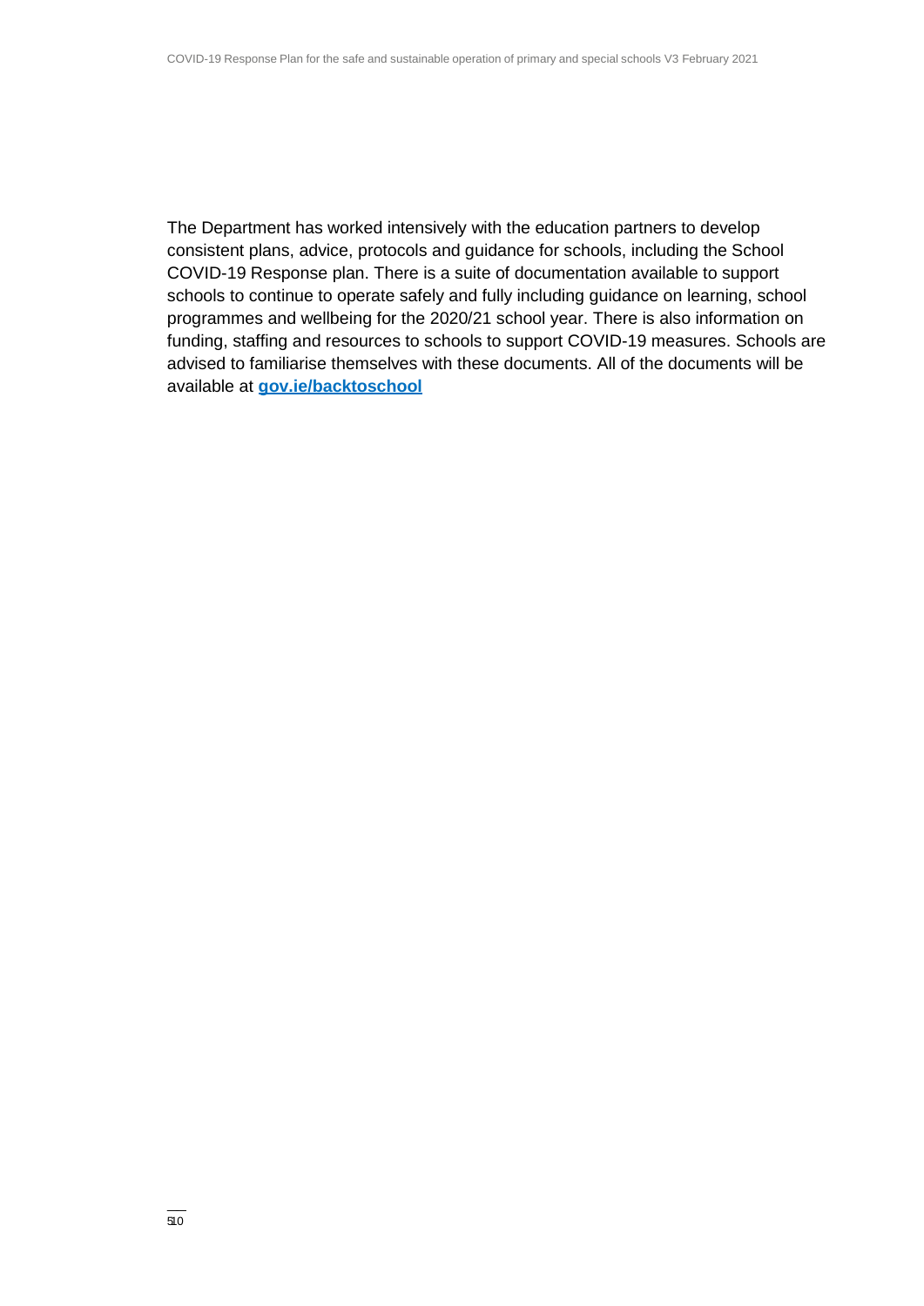The Department has worked intensively with the education partners to develop consistent plans, advice, protocols and guidance for schools, including the School COVID-19 Response plan. There is a suite of documentation available to support schools to continue to operate safely and fully including guidance on learning, school programmes and wellbeing for the 2020/21 school year. There is also information on funding, staffing and resources to schools to support COVID-19 measures. Schools are advised to familiarise themselves with these documents. All of the documents will be available at **gov.ie/backtoschool**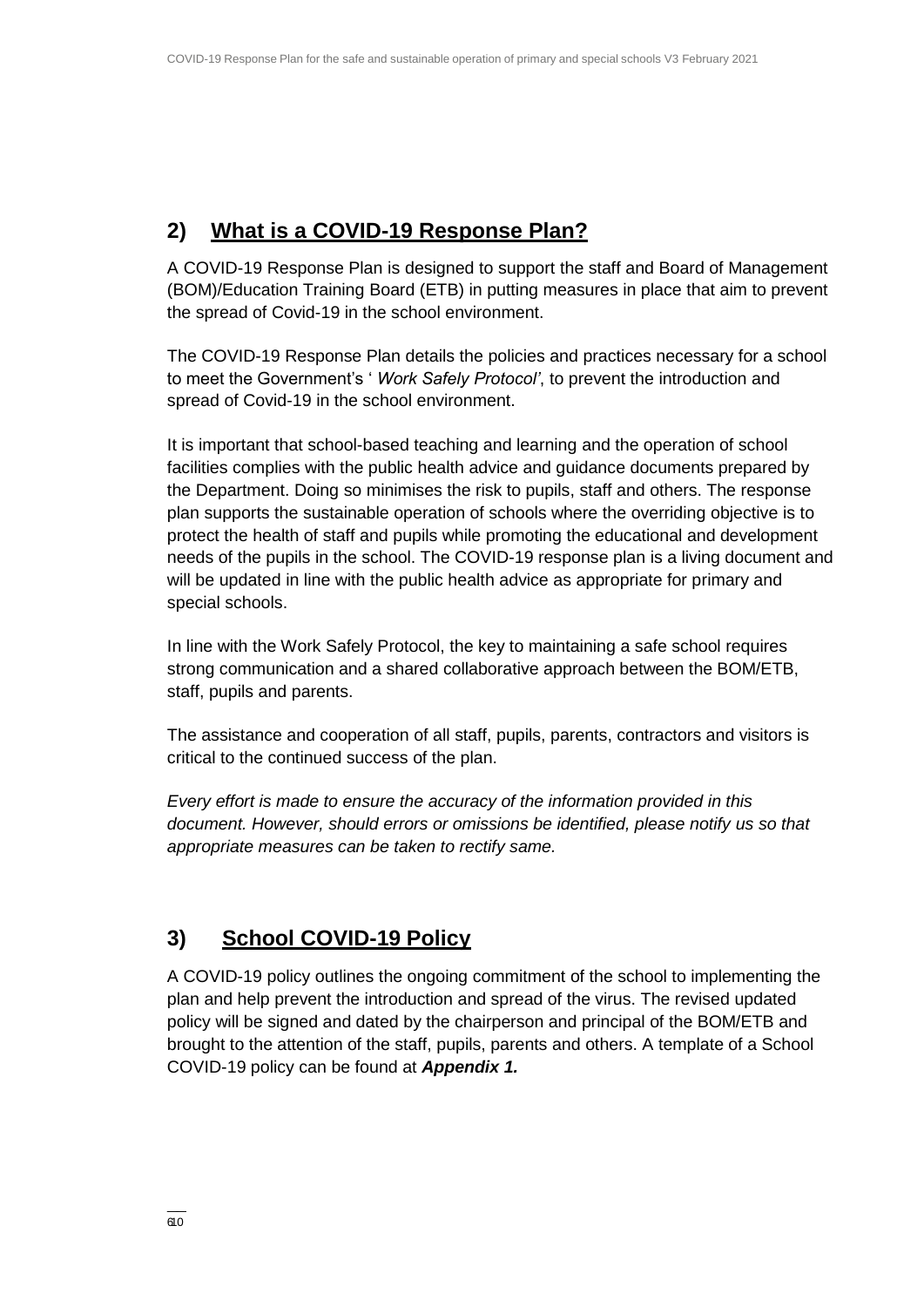## 2) What is a COVID-19 Response Plan?

A COVID-19 Response Plan is designed to support the staff and Board of Management (BOM)/Education Training Board (ETB) in putting measures in place that aim to prevent the spread of Covid-19 in the school environment.

The COVID-19 Response Plan details the policies and practices necessary for a school to meet the Government's ' *Work Safely Protocol'*, to prevent the introduction and spread of Covid-19 in the school environment.

It is important that school-based teaching and learning and the operation of school facilities complies with the public health advice and guidance documents prepared by the Department. Doing so minimises the risk to pupils, staff and others. The response plan supports the sustainable operation of schools where the overriding objective is to protect the health of staff and pupils while promoting the educational and development needs of the pupils in the school. The COVID-19 response plan is a living document and will be updated in line with the public health advice as appropriate for primary and special schools.

In line with the Work Safely Protocol, the key to maintaining a safe school requires strong communication and a shared collaborative approach between the BOM/ETB, staff, pupils and parents.

The assistance and cooperation of all staff, pupils, parents, contractors and visitors is critical to the continued success of the plan.

*Every effort is made to ensure the accuracy of the information provided in this document. However, should errors or omissions be identified, please notify us so that appropriate measures can be taken to rectify same.*

## 3) School COVID-19 Policy

A COVID-19 policy outlines the ongoing commitment of the school to implementing the plan and help prevent the introduction and spread of the virus. The revised updated policy will be signed and dated by the chairperson and principal of the BOM/ETB and brought to the attention of the staff, pupils, parents and others. A template of a School COVID-19 policy can be found at ***Appendix 1.***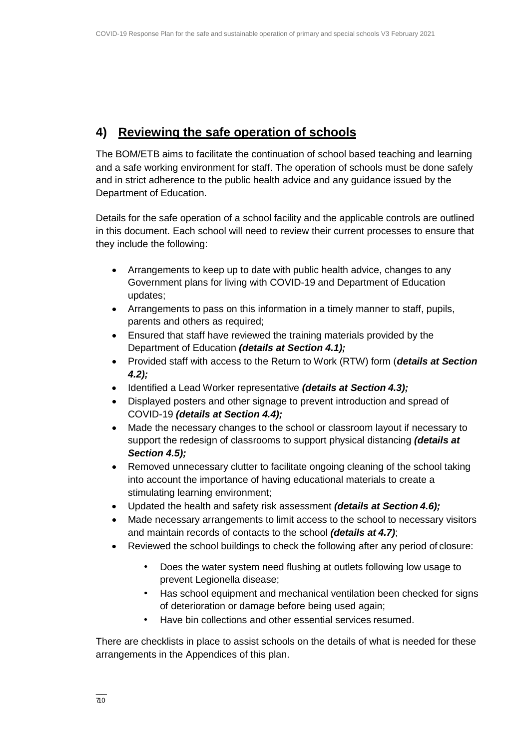## 4) Reviewing the safe operation of schools

The BOM/ETB aims to facilitate the continuation of school based teaching and learning and a safe working environment for staff. The operation of schools must be done safely and in strict adherence to the public health advice and any guidance issued by the Department of Education.

Details for the safe operation of a school facility and the applicable controls are outlined in this document. Each school will need to review their current processes to ensure that they include the following:

- Arrangements to keep up to date with public health advice, changes to any Government plans for living with COVID-19 and Department of Education updates;
- Arrangements to pass on this information in a timely manner to staff, pupils, parents and others as required;
- Ensured that staff have reviewed the training materials provided by the Department of Education ***(details at Section 4.1);***
- Provided staff with access to the Return to Work (RTW) form (***details at Section 4.2);***
- Identified a Lead Worker representative ***(details at Section 4.3);***
- Displayed posters and other signage to prevent introduction and spread of COVID-19 ***(details at Section 4.4);***
- Made the necessary changes to the school or classroom layout if necessary to support the redesign of classrooms to support physical distancing ***(details at Section 4.5);***
- Removed unnecessary clutter to facilitate ongoing cleaning of the school taking into account the importance of having educational materials to create a stimulating learning environment;
- Updated the health and safety risk assessment ***(details at Section 4.6);***
- Made necessary arrangements to limit access to the school to necessary visitors and maintain records of contacts to the school ***(details at 4.7)***;
- Reviewed the school buildings to check the following after any period of closure:
  - Does the water system need flushing at outlets following low usage to prevent Legionella disease;
  - Has school equipment and mechanical ventilation been checked for signs of deterioration or damage before being used again;
  - Have bin collections and other essential services resumed.

There are checklists in place to assist schools on the details of what is needed for these arrangements in the Appendices of this plan.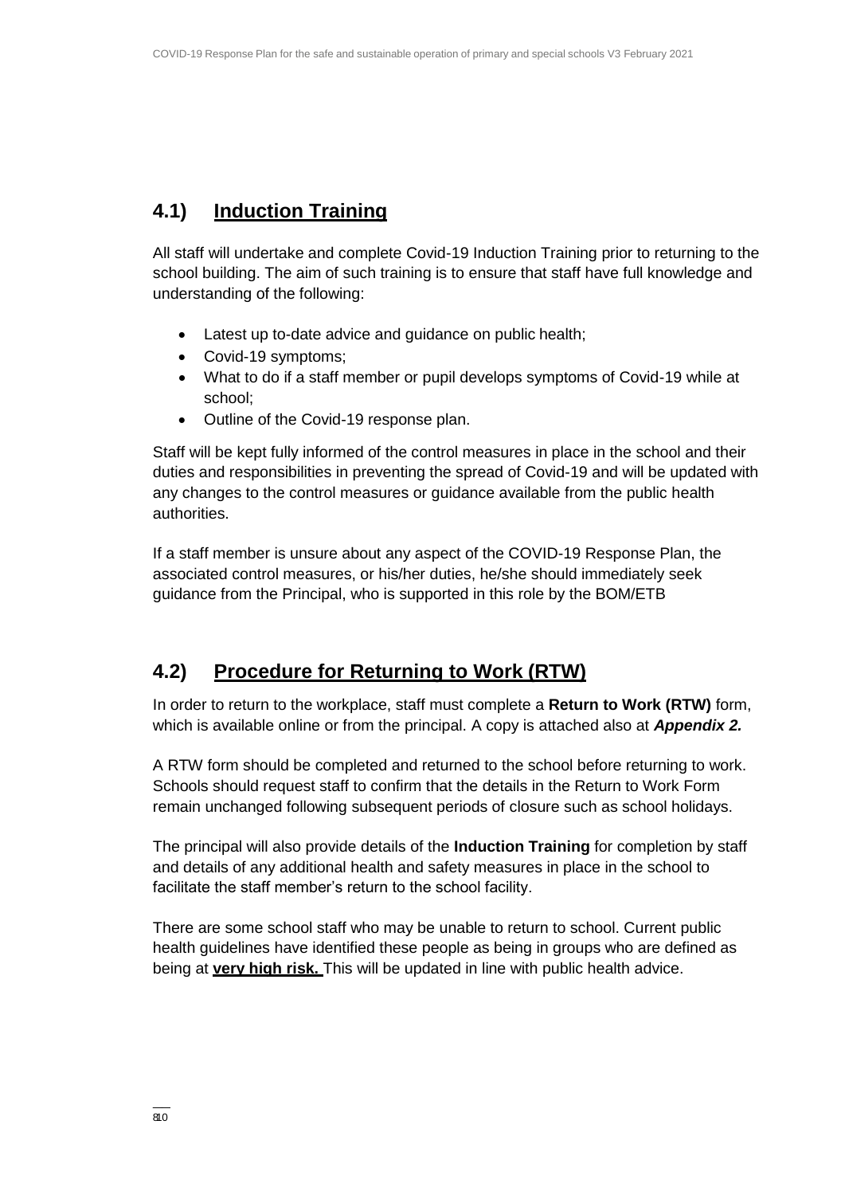## 4.1) Induction Training

All staff will undertake and complete Covid-19 Induction Training prior to returning to the school building. The aim of such training is to ensure that staff have full knowledge and understanding of the following:

- Latest up to-date advice and guidance on public health;
- Covid-19 symptoms;
- What to do if a staff member or pupil develops symptoms of Covid-19 while at school;
- Outline of the Covid-19 response plan.

Staff will be kept fully informed of the control measures in place in the school and their duties and responsibilities in preventing the spread of Covid-19 and will be updated with any changes to the control measures or guidance available from the public health authorities.

If a staff member is unsure about any aspect of the COVID-19 Response Plan, the associated control measures, or his/her duties, he/she should immediately seek guidance from the Principal, who is supported in this role by the BOM/ETB

## 4.2) Procedure for Returning to Work (RTW)

In order to return to the workplace, staff must complete a **Return to Work (RTW)** form, which is available online or from the principal. A copy is attached also at ***Appendix 2.***

A RTW form should be completed and returned to the school before returning to work. Schools should request staff to confirm that the details in the Return to Work Form remain unchanged following subsequent periods of closure such as school holidays.

The principal will also provide details of the **Induction Training** for completion by staff and details of any additional health and safety measures in place in the school to facilitate the staff member's return to the school facility.

There are some school staff who may be unable to return to school. Current public health guidelines have identified these people as being in groups who are defined as being at **very high risk.** This will be updated in line with public health advice.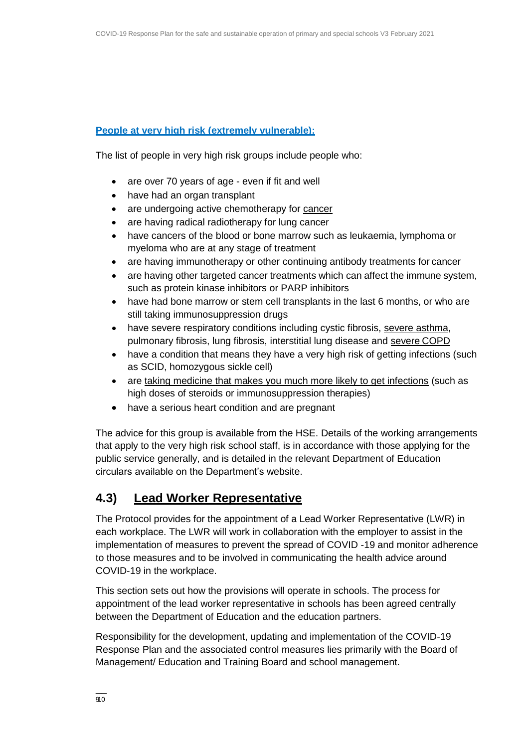**People at very high risk (extremely vulnerable):**

The list of people in very high risk groups include people who:

- are over 70 years of age - even if fit and well
- have had an organ transplant
- are undergoing active chemotherapy for cancer
- are having radical radiotherapy for lung cancer
- have cancers of the blood or bone marrow such as leukaemia, lymphoma or myeloma who are at any stage of treatment
- are having immunotherapy or other continuing antibody treatments for cancer
- are having other targeted cancer treatments which can affect the immune system, such as protein kinase inhibitors or PARP inhibitors
- have had bone marrow or stem cell transplants in the last 6 months, or who are still taking immunosuppression drugs
- have severe respiratory conditions including cystic fibrosis, severe asthma, pulmonary fibrosis, lung fibrosis, interstitial lung disease and severe COPD
- have a condition that means they have a very high risk of getting infections (such as SCID, homozygous sickle cell)
- are taking medicine that makes you much more likely to get infections (such as high doses of steroids or immunosuppression therapies)
- have a serious heart condition and are pregnant

The advice for this group is available from the HSE. Details of the working arrangements that apply to the very high risk school staff, is in accordance with those applying for the public service generally, and is detailed in the relevant Department of Education circulars available on the Department's website.

## 4.3) Lead Worker Representative

The Protocol provides for the appointment of a Lead Worker Representative (LWR) in each workplace. The LWR will work in collaboration with the employer to assist in the implementation of measures to prevent the spread of COVID -19 and monitor adherence to those measures and to be involved in communicating the health advice around COVID-19 in the workplace.

This section sets out how the provisions will operate in schools. The process for appointment of the lead worker representative in schools has been agreed centrally between the Department of Education and the education partners.

Responsibility for the development, updating and implementation of the COVID-19 Response Plan and the associated control measures lies primarily with the Board of Management/ Education and Training Board and school management.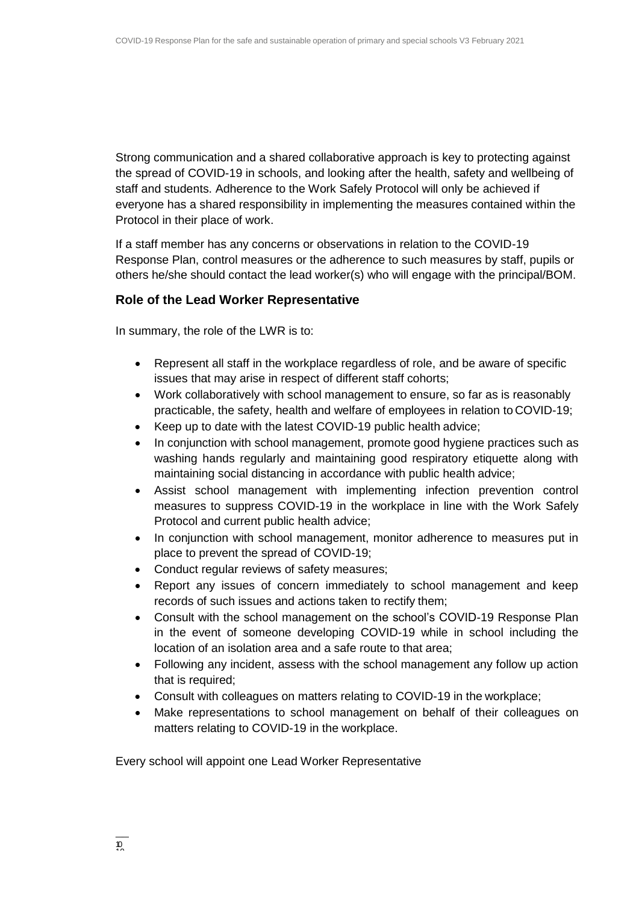Strong communication and a shared collaborative approach is key to protecting against the spread of COVID-19 in schools, and looking after the health, safety and wellbeing of staff and students. Adherence to the Work Safely Protocol will only be achieved if everyone has a shared responsibility in implementing the measures contained within the Protocol in their place of work.

If a staff member has any concerns or observations in relation to the COVID-19 Response Plan, control measures or the adherence to such measures by staff, pupils or others he/she should contact the lead worker(s) who will engage with the principal/BOM.

### Role of the Lead Worker Representative

In summary, the role of the LWR is to:

- Represent all staff in the workplace regardless of role, and be aware of specific issues that may arise in respect of different staff cohorts;
- Work collaboratively with school management to ensure, so far as is reasonably practicable, the safety, health and welfare of employees in relation to COVID-19;
- Keep up to date with the latest COVID-19 public health advice;
- In conjunction with school management, promote good hygiene practices such as washing hands regularly and maintaining good respiratory etiquette along with maintaining social distancing in accordance with public health advice;
- Assist school management with implementing infection prevention control measures to suppress COVID-19 in the workplace in line with the Work Safely Protocol and current public health advice;
- In conjunction with school management, monitor adherence to measures put in place to prevent the spread of COVID-19;
- Conduct regular reviews of safety measures;
- Report any issues of concern immediately to school management and keep records of such issues and actions taken to rectify them;
- Consult with the school management on the school's COVID-19 Response Plan in the event of someone developing COVID-19 while in school including the location of an isolation area and a safe route to that area;
- Following any incident, assess with the school management any follow up action that is required;
- Consult with colleagues on matters relating to COVID-19 in the workplace;
- Make representations to school management on behalf of their colleagues on matters relating to COVID-19 in the workplace.

Every school will appoint one Lead Worker Representative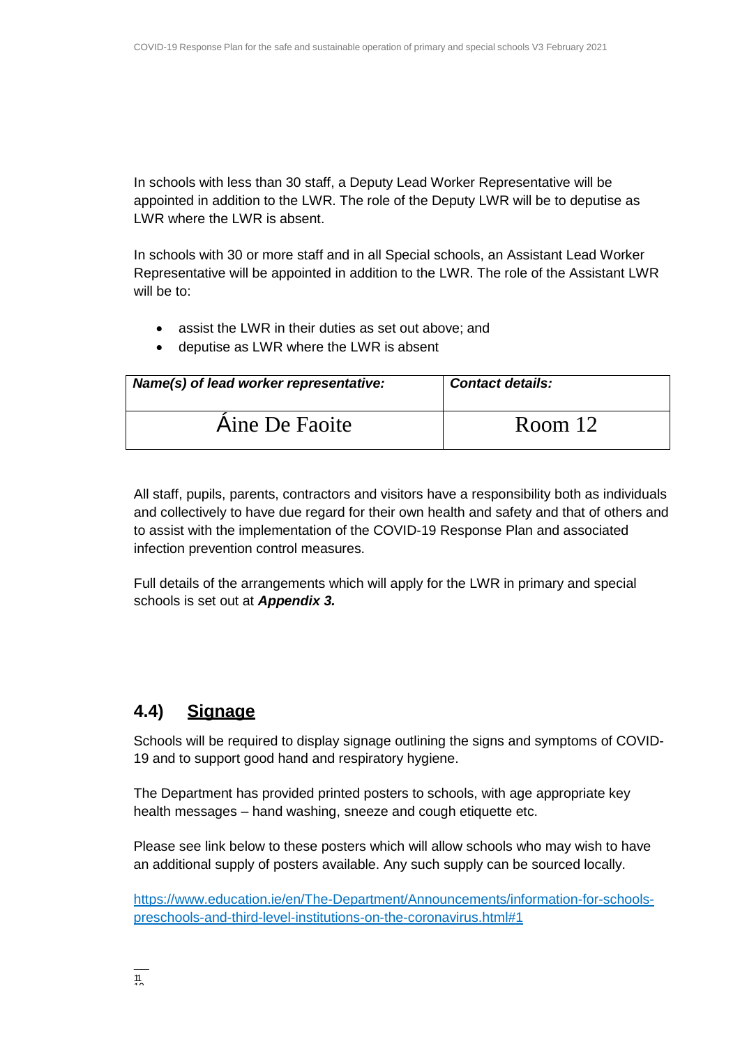In schools with less than 30 staff, a Deputy Lead Worker Representative will be appointed in addition to the LWR. The role of the Deputy LWR will be to deputise as LWR where the LWR is absent.

In schools with 30 or more staff and in all Special schools, an Assistant Lead Worker Representative will be appointed in addition to the LWR. The role of the Assistant LWR will be to:

- assist the LWR in their duties as set out above; and
- deputise as LWR where the LWR is absent

| ***Name(s) of lead worker representative:*** | ***Contact details:*** |
|---|---|
| Áine De Faoite | Room 12 |

All staff, pupils, parents, contractors and visitors have a responsibility both as individuals and collectively to have due regard for their own health and safety and that of others and to assist with the implementation of the COVID-19 Response Plan and associated infection prevention control measures.

Full details of the arrangements which will apply for the LWR in primary and special schools is set out at ***Appendix 3.***

## 4.4) <u>Signage</u>

Schools will be required to display signage outlining the signs and symptoms of COVID-19 and to support good hand and respiratory hygiene.

The Department has provided printed posters to schools, with age appropriate key health messages – hand washing, sneeze and cough etiquette etc.

Please see link below to these posters which will allow schools who may wish to have an additional supply of posters available. Any such supply can be sourced locally.

[https://www.education.ie/en/The-Department/Announcements/information-for-schools-preschools-and-third-level-institutions-on-the-coronavirus.html#1](https://www.education.ie/en/The-Department/Announcements/information-for-schools-preschools-and-third-level-institutions-on-the-coronavirus.html#1)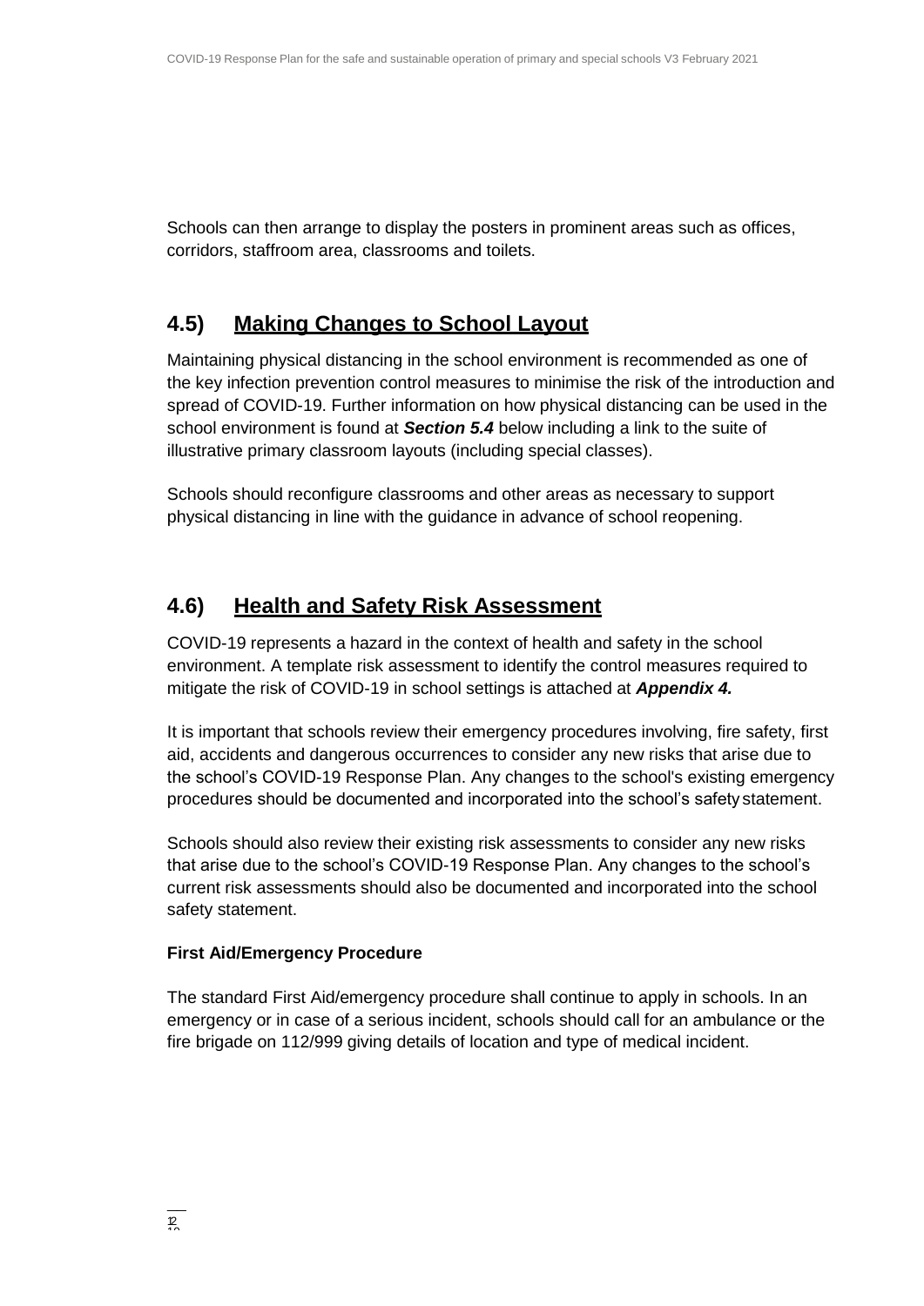Schools can then arrange to display the posters in prominent areas such as offices, corridors, staffroom area, classrooms and toilets.

## 4.5) Making Changes to School Layout

Maintaining physical distancing in the school environment is recommended as one of the key infection prevention control measures to minimise the risk of the introduction and spread of COVID-19. Further information on how physical distancing can be used in the school environment is found at ***Section 5.4*** below including a link to the suite of illustrative primary classroom layouts (including special classes).

Schools should reconfigure classrooms and other areas as necessary to support physical distancing in line with the guidance in advance of school reopening.

## 4.6) Health and Safety Risk Assessment

COVID-19 represents a hazard in the context of health and safety in the school environment. A template risk assessment to identify the control measures required to mitigate the risk of COVID-19 in school settings is attached at ***Appendix 4.***

It is important that schools review their emergency procedures involving, fire safety, first aid, accidents and dangerous occurrences to consider any new risks that arise due to the school's COVID-19 Response Plan. Any changes to the school's existing emergency procedures should be documented and incorporated into the school's safety statement.

Schools should also review their existing risk assessments to consider any new risks that arise due to the school's COVID-19 Response Plan. Any changes to the school's current risk assessments should also be documented and incorporated into the school safety statement.

**First Aid/Emergency Procedure**

The standard First Aid/emergency procedure shall continue to apply in schools. In an emergency or in case of a serious incident, schools should call for an ambulance or the fire brigade on 112/999 giving details of location and type of medical incident.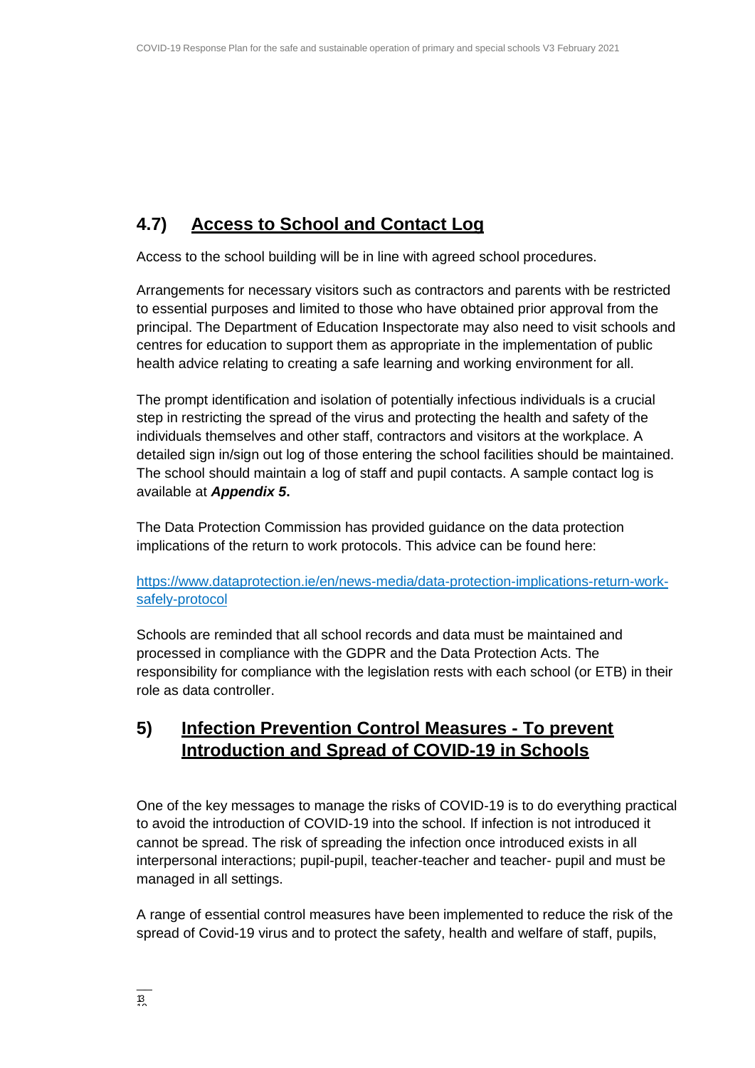## 4.7) Access to School and Contact Log

Access to the school building will be in line with agreed school procedures.

Arrangements for necessary visitors such as contractors and parents with be restricted to essential purposes and limited to those who have obtained prior approval from the principal. The Department of Education Inspectorate may also need to visit schools and centres for education to support them as appropriate in the implementation of public health advice relating to creating a safe learning and working environment for all.

The prompt identification and isolation of potentially infectious individuals is a crucial step in restricting the spread of the virus and protecting the health and safety of the individuals themselves and other staff, contractors and visitors at the workplace. A detailed sign in/sign out log of those entering the school facilities should be maintained. The school should maintain a log of staff and pupil contacts. A sample contact log is available at ***Appendix 5*.**

The Data Protection Commission has provided guidance on the data protection implications of the return to work protocols. This advice can be found here:

https://www.dataprotection.ie/en/news-media/data-protection-implications-return-work-safely-protocol

Schools are reminded that all school records and data must be maintained and processed in compliance with the GDPR and the Data Protection Acts. The responsibility for compliance with the legislation rests with each school (or ETB) in their role as data controller.

## 5) Infection Prevention Control Measures - To prevent Introduction and Spread of COVID-19 in Schools

One of the key messages to manage the risks of COVID-19 is to do everything practical to avoid the introduction of COVID-19 into the school. If infection is not introduced it cannot be spread. The risk of spreading the infection once introduced exists in all interpersonal interactions; pupil-pupil, teacher-teacher and teacher- pupil and must be managed in all settings.

A range of essential control measures have been implemented to reduce the risk of the spread of Covid-19 virus and to protect the safety, health and welfare of staff, pupils,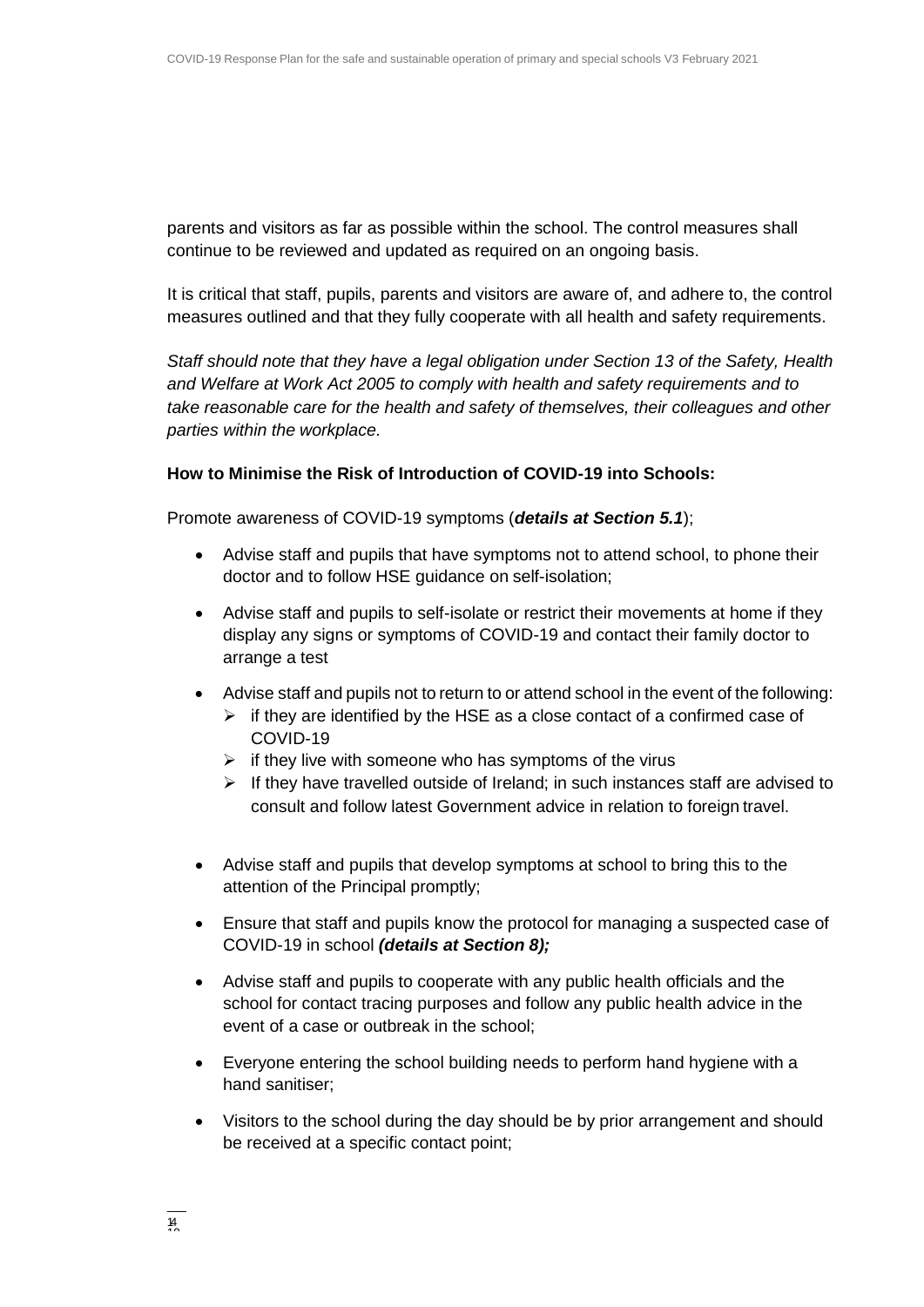parents and visitors as far as possible within the school. The control measures shall continue to be reviewed and updated as required on an ongoing basis.

It is critical that staff, pupils, parents and visitors are aware of, and adhere to, the control measures outlined and that they fully cooperate with all health and safety requirements.

*Staff should note that they have a legal obligation under Section 13 of the Safety, Health and Welfare at Work Act 2005 to comply with health and safety requirements and to take reasonable care for the health and safety of themselves, their colleagues and other parties within the workplace.*

**How to Minimise the Risk of Introduction of COVID-19 into Schools:**

Promote awareness of COVID-19 symptoms (***details at Section 5.1***);

- Advise staff and pupils that have symptoms not to attend school, to phone their doctor and to follow HSE guidance on self-isolation;
- Advise staff and pupils to self-isolate or restrict their movements at home if they display any signs or symptoms of COVID-19 and contact their family doctor to arrange a test
- Advise staff and pupils not to return to or attend school in the event of the following:
  - if they are identified by the HSE as a close contact of a confirmed case of COVID-19
  - if they live with someone who has symptoms of the virus
  - If they have travelled outside of Ireland; in such instances staff are advised to consult and follow latest Government advice in relation to foreign travel.
- Advise staff and pupils that develop symptoms at school to bring this to the attention of the Principal promptly;
- Ensure that staff and pupils know the protocol for managing a suspected case of COVID-19 in school ***(details at Section 8);***
- Advise staff and pupils to cooperate with any public health officials and the school for contact tracing purposes and follow any public health advice in the event of a case or outbreak in the school;
- Everyone entering the school building needs to perform hand hygiene with a hand sanitiser;
- Visitors to the school during the day should be by prior arrangement and should be received at a specific contact point;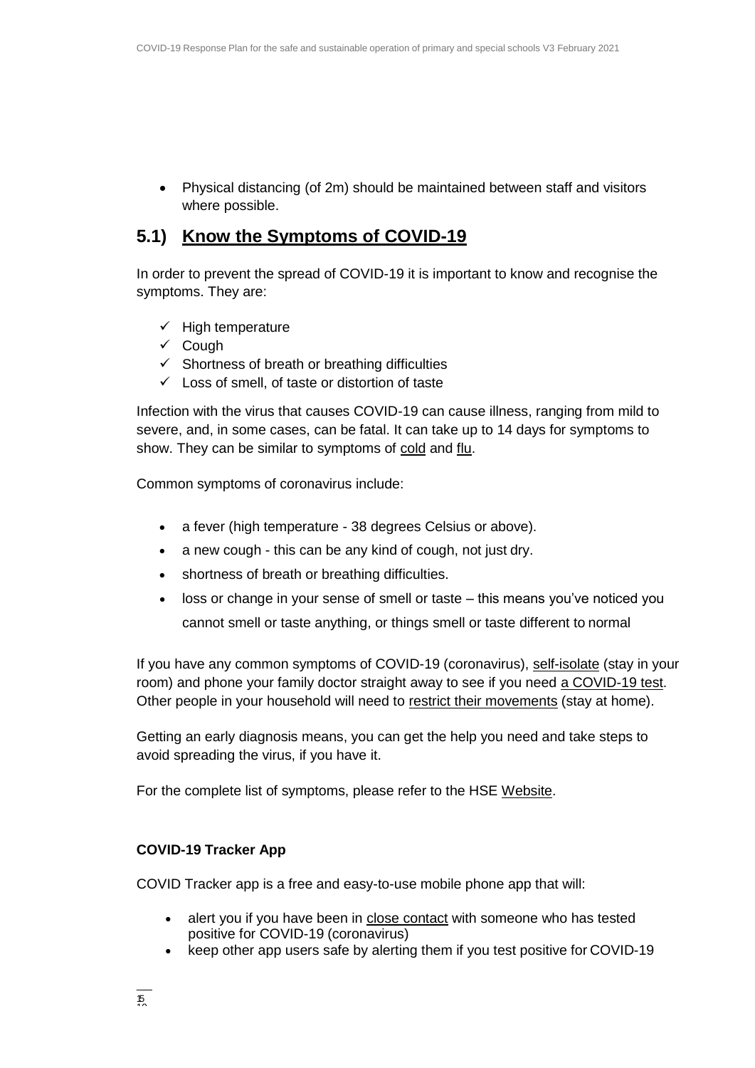- Physical distancing (of 2m) should be maintained between staff and visitors where possible.

## 5.1) Know the Symptoms of COVID-19

In order to prevent the spread of COVID-19 it is important to know and recognise the symptoms. They are:

- ✓ High temperature
- ✓ Cough
- ✓ Shortness of breath or breathing difficulties
- ✓ Loss of smell, of taste or distortion of taste

Infection with the virus that causes COVID-19 can cause illness, ranging from mild to severe, and, in some cases, can be fatal. It can take up to 14 days for symptoms to show. They can be similar to symptoms of cold and flu.

Common symptoms of coronavirus include:

- a fever (high temperature - 38 degrees Celsius or above).
- a new cough - this can be any kind of cough, not just dry.
- shortness of breath or breathing difficulties.
- loss or change in your sense of smell or taste – this means you've noticed you cannot smell or taste anything, or things smell or taste different to normal

If you have any common symptoms of COVID-19 (coronavirus), self-isolate (stay in your room) and phone your family doctor straight away to see if you need a COVID-19 test. Other people in your household will need to restrict their movements (stay at home).

Getting an early diagnosis means, you can get the help you need and take steps to avoid spreading the virus, if you have it.

For the complete list of symptoms, please refer to the HSE Website.

**COVID-19 Tracker App**

COVID Tracker app is a free and easy-to-use mobile phone app that will:

- alert you if you have been in close contact with someone who has tested positive for COVID-19 (coronavirus)
- keep other app users safe by alerting them if you test positive for COVID-19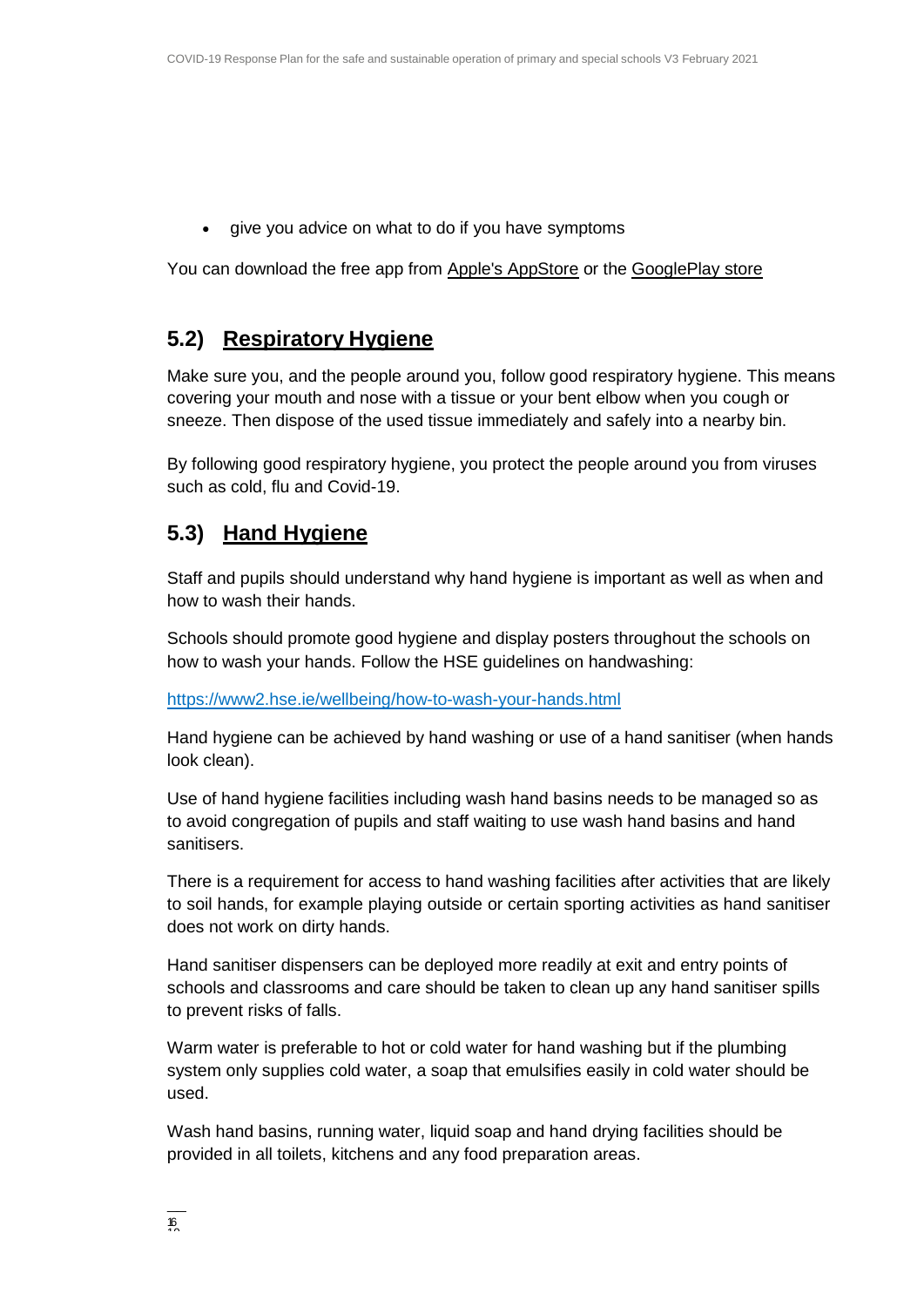- give you advice on what to do if you have symptoms

You can download the free app from Apple's AppStore or the GooglePlay store

## 5.2) Respiratory Hygiene

Make sure you, and the people around you, follow good respiratory hygiene. This means covering your mouth and nose with a tissue or your bent elbow when you cough or sneeze. Then dispose of the used tissue immediately and safely into a nearby bin.

By following good respiratory hygiene, you protect the people around you from viruses such as cold, flu and Covid-19.

## 5.3) Hand Hygiene

Staff and pupils should understand why hand hygiene is important as well as when and how to wash their hands.

Schools should promote good hygiene and display posters throughout the schools on how to wash your hands. Follow the HSE guidelines on handwashing:

https://www2.hse.ie/wellbeing/how-to-wash-your-hands.html

Hand hygiene can be achieved by hand washing or use of a hand sanitiser (when hands look clean).

Use of hand hygiene facilities including wash hand basins needs to be managed so as to avoid congregation of pupils and staff waiting to use wash hand basins and hand sanitisers.

There is a requirement for access to hand washing facilities after activities that are likely to soil hands, for example playing outside or certain sporting activities as hand sanitiser does not work on dirty hands.

Hand sanitiser dispensers can be deployed more readily at exit and entry points of schools and classrooms and care should be taken to clean up any hand sanitiser spills to prevent risks of falls.

Warm water is preferable to hot or cold water for hand washing but if the plumbing system only supplies cold water, a soap that emulsifies easily in cold water should be used.

Wash hand basins, running water, liquid soap and hand drying facilities should be provided in all toilets, kitchens and any food preparation areas.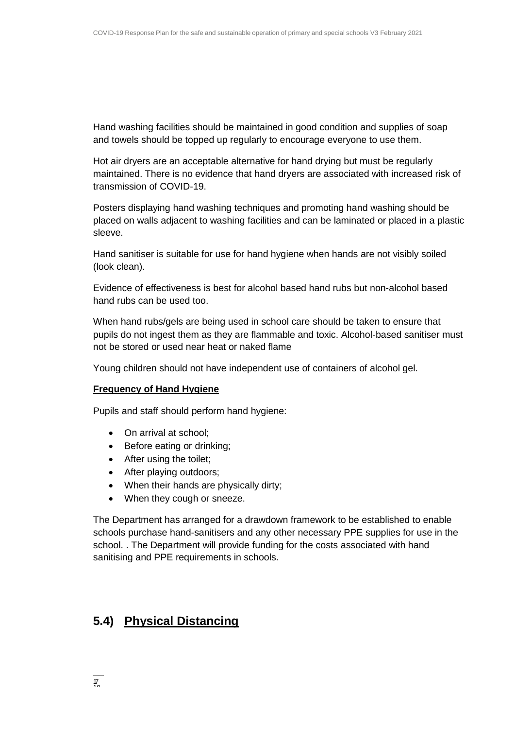Hand washing facilities should be maintained in good condition and supplies of soap and towels should be topped up regularly to encourage everyone to use them.

Hot air dryers are an acceptable alternative for hand drying but must be regularly maintained. There is no evidence that hand dryers are associated with increased risk of transmission of COVID-19.

Posters displaying hand washing techniques and promoting hand washing should be placed on walls adjacent to washing facilities and can be laminated or placed in a plastic sleeve.

Hand sanitiser is suitable for use for hand hygiene when hands are not visibly soiled (look clean).

Evidence of effectiveness is best for alcohol based hand rubs but non-alcohol based hand rubs can be used too.

When hand rubs/gels are being used in school care should be taken to ensure that pupils do not ingest them as they are flammable and toxic. Alcohol-based sanitiser must not be stored or used near heat or naked flame

Young children should not have independent use of containers of alcohol gel.

**Frequency of Hand Hygiene**

Pupils and staff should perform hand hygiene:

- On arrival at school;
- Before eating or drinking;
- After using the toilet;
- After playing outdoors;
- When their hands are physically dirty;
- When they cough or sneeze.

The Department has arranged for a drawdown framework to be established to enable schools purchase hand-sanitisers and any other necessary PPE supplies for use in the school. . The Department will provide funding for the costs associated with hand sanitising and PPE requirements in schools.

## 5.4) Physical Distancing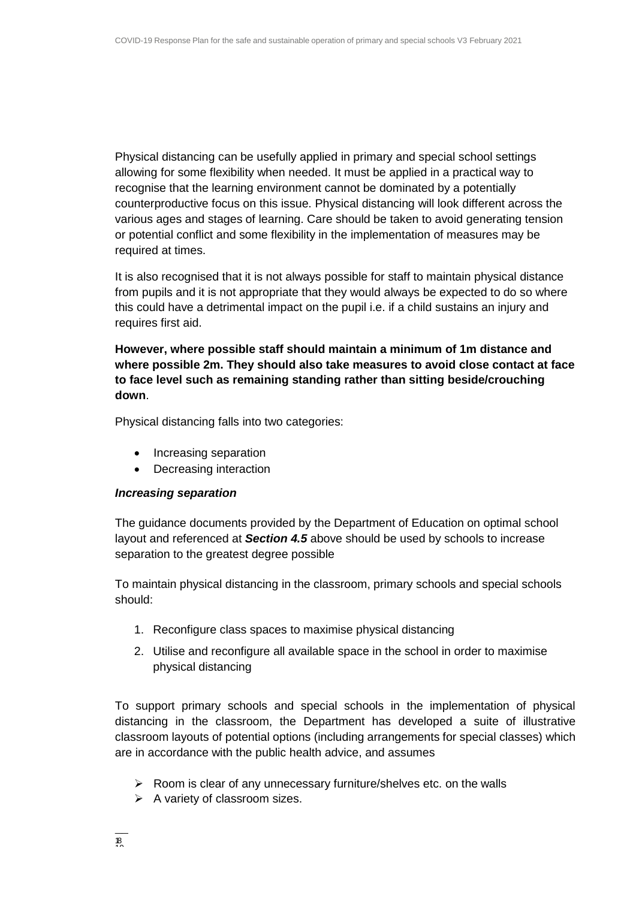Physical distancing can be usefully applied in primary and special school settings allowing for some flexibility when needed. It must be applied in a practical way to recognise that the learning environment cannot be dominated by a potentially counterproductive focus on this issue. Physical distancing will look different across the various ages and stages of learning. Care should be taken to avoid generating tension or potential conflict and some flexibility in the implementation of measures may be required at times.

It is also recognised that it is not always possible for staff to maintain physical distance from pupils and it is not appropriate that they would always be expected to do so where this could have a detrimental impact on the pupil i.e. if a child sustains an injury and requires first aid.

**However, where possible staff should maintain a minimum of 1m distance and where possible 2m. They should also take measures to avoid close contact at face to face level such as remaining standing rather than sitting beside/crouching down**.

Physical distancing falls into two categories:

- Increasing separation
- Decreasing interaction

***Increasing separation***

The guidance documents provided by the Department of Education on optimal school layout and referenced at ***Section 4.5*** above should be used by schools to increase separation to the greatest degree possible

To maintain physical distancing in the classroom, primary schools and special schools should:

1. Reconfigure class spaces to maximise physical distancing
2. Utilise and reconfigure all available space in the school in order to maximise physical distancing

To support primary schools and special schools in the implementation of physical distancing in the classroom, the Department has developed a suite of illustrative classroom layouts of potential options (including arrangements for special classes) which are in accordance with the public health advice, and assumes

- Room is clear of any unnecessary furniture/shelves etc. on the walls
- A variety of classroom sizes.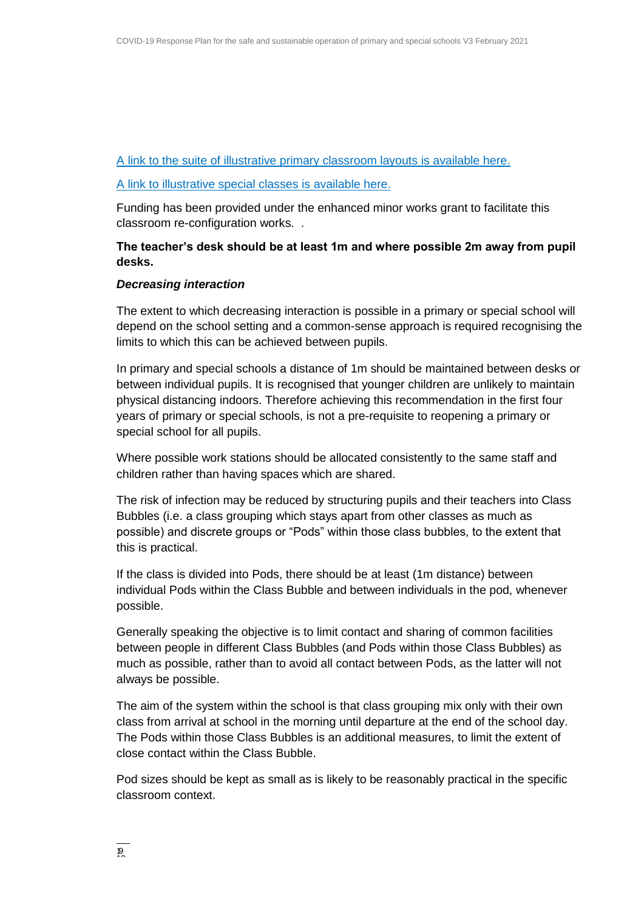[A link to the suite of illustrative primary classroom layouts is available here.]

[A link to illustrative special classes is available here.]

Funding has been provided under the enhanced minor works grant to facilitate this classroom re-configuration works. .

**The teacher's desk should be at least 1m and where possible 2m away from pupil desks.**

***Decreasing interaction***

The extent to which decreasing interaction is possible in a primary or special school will depend on the school setting and a common-sense approach is required recognising the limits to which this can be achieved between pupils.

In primary and special schools a distance of 1m should be maintained between desks or between individual pupils. It is recognised that younger children are unlikely to maintain physical distancing indoors. Therefore achieving this recommendation in the first four years of primary or special schools, is not a pre-requisite to reopening a primary or special school for all pupils.

Where possible work stations should be allocated consistently to the same staff and children rather than having spaces which are shared.

The risk of infection may be reduced by structuring pupils and their teachers into Class Bubbles (i.e. a class grouping which stays apart from other classes as much as possible) and discrete groups or "Pods" within those class bubbles, to the extent that this is practical.

If the class is divided into Pods, there should be at least (1m distance) between individual Pods within the Class Bubble and between individuals in the pod, whenever possible.

Generally speaking the objective is to limit contact and sharing of common facilities between people in different Class Bubbles (and Pods within those Class Bubbles) as much as possible, rather than to avoid all contact between Pods, as the latter will not always be possible.

The aim of the system within the school is that class grouping mix only with their own class from arrival at school in the morning until departure at the end of the school day. The Pods within those Class Bubbles is an additional measures, to limit the extent of close contact within the Class Bubble.

Pod sizes should be kept as small as is likely to be reasonably practical in the specific classroom context.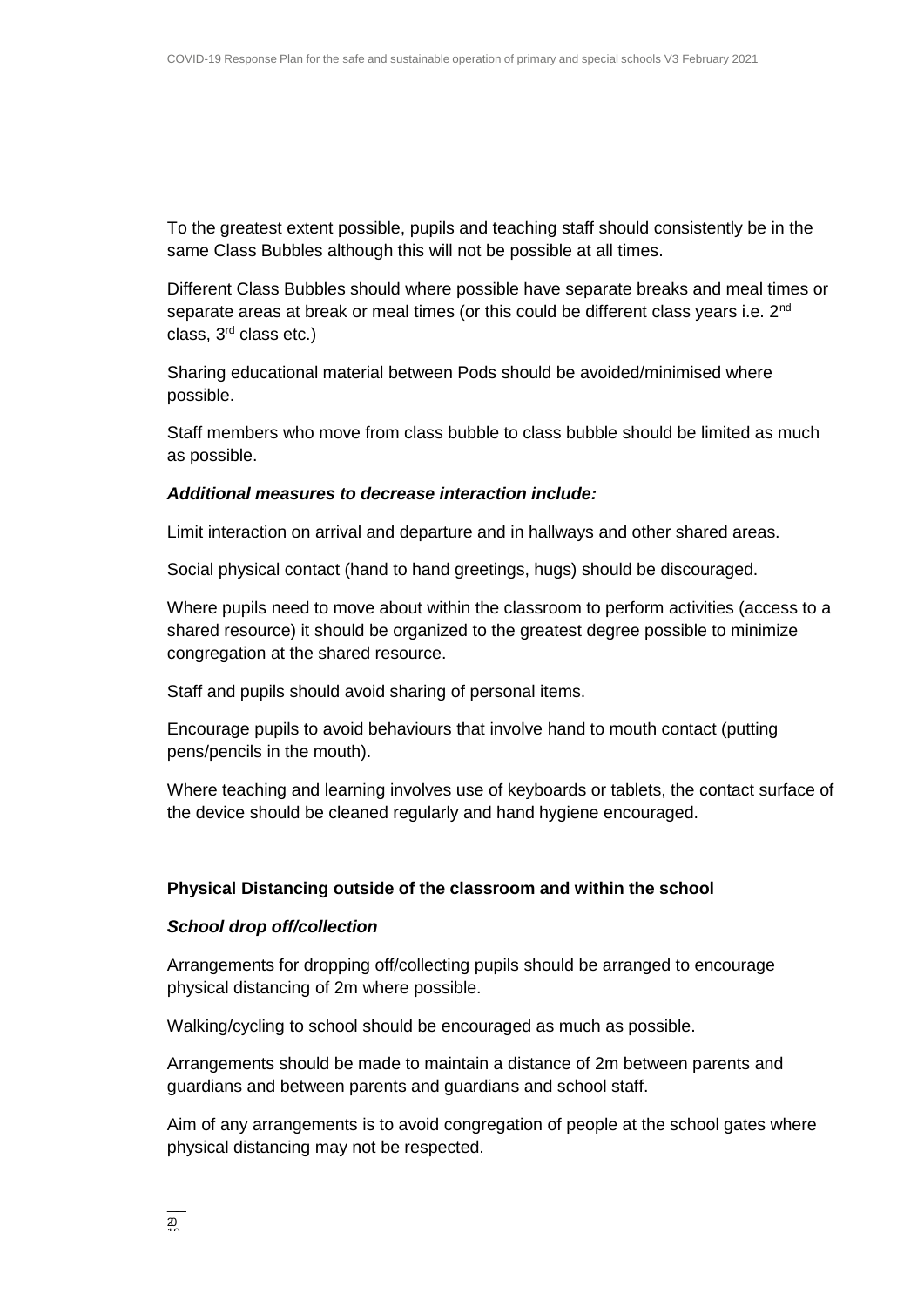To the greatest extent possible, pupils and teaching staff should consistently be in the same Class Bubbles although this will not be possible at all times.

Different Class Bubbles should where possible have separate breaks and meal times or separate areas at break or meal times (or this could be different class years i.e. 2nd class, 3rd class etc.)

Sharing educational material between Pods should be avoided/minimised where possible.

Staff members who move from class bubble to class bubble should be limited as much as possible.

***Additional measures to decrease interaction include:***

Limit interaction on arrival and departure and in hallways and other shared areas.

Social physical contact (hand to hand greetings, hugs) should be discouraged.

Where pupils need to move about within the classroom to perform activities (access to a shared resource) it should be organized to the greatest degree possible to minimize congregation at the shared resource.

Staff and pupils should avoid sharing of personal items.

Encourage pupils to avoid behaviours that involve hand to mouth contact (putting pens/pencils in the mouth).

Where teaching and learning involves use of keyboards or tablets, the contact surface of the device should be cleaned regularly and hand hygiene encouraged.

**Physical Distancing outside of the classroom and within the school**

***School drop off/collection***

Arrangements for dropping off/collecting pupils should be arranged to encourage physical distancing of 2m where possible.

Walking/cycling to school should be encouraged as much as possible.

Arrangements should be made to maintain a distance of 2m between parents and guardians and between parents and guardians and school staff.

Aim of any arrangements is to avoid congregation of people at the school gates where physical distancing may not be respected.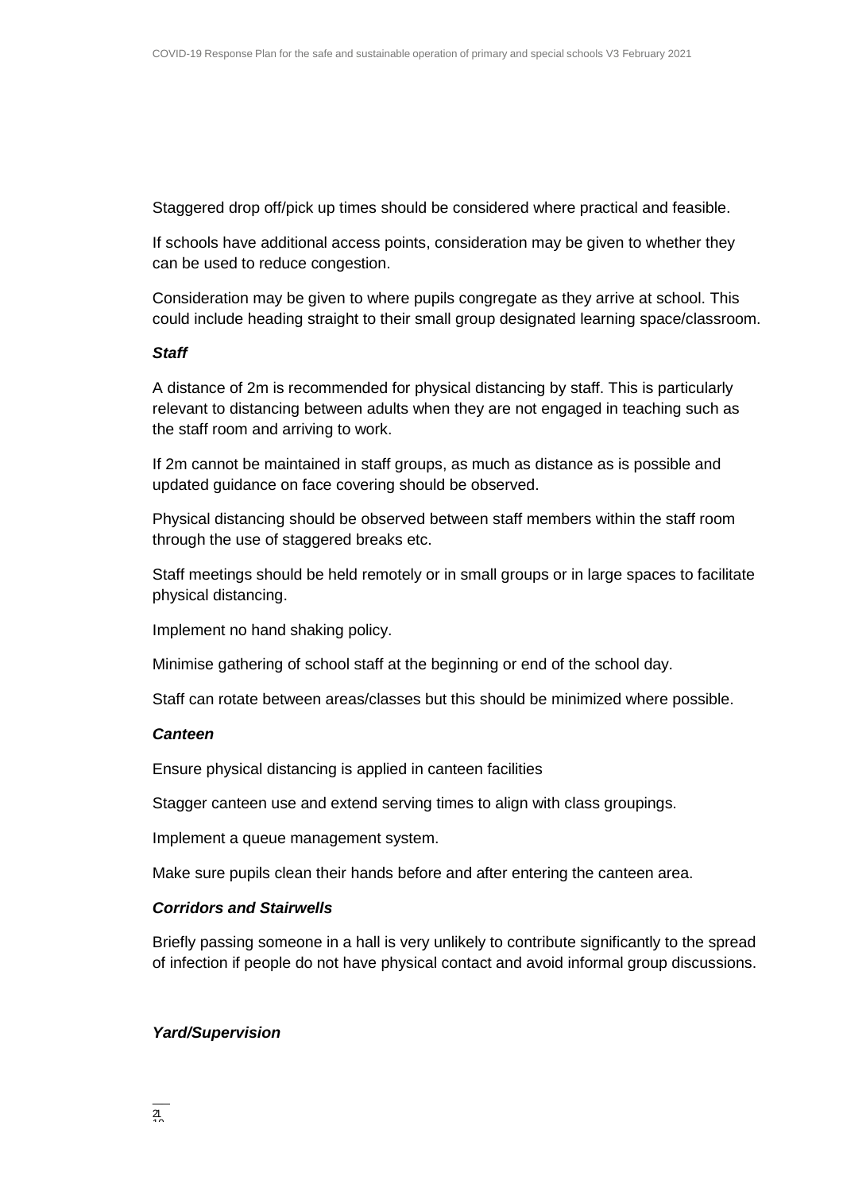Staggered drop off/pick up times should be considered where practical and feasible.

If schools have additional access points, consideration may be given to whether they can be used to reduce congestion.

Consideration may be given to where pupils congregate as they arrive at school. This could include heading straight to their small group designated learning space/classroom.

***Staff***

A distance of 2m is recommended for physical distancing by staff. This is particularly relevant to distancing between adults when they are not engaged in teaching such as the staff room and arriving to work.

If 2m cannot be maintained in staff groups, as much as distance as is possible and updated guidance on face covering should be observed.

Physical distancing should be observed between staff members within the staff room through the use of staggered breaks etc.

Staff meetings should be held remotely or in small groups or in large spaces to facilitate physical distancing.

Implement no hand shaking policy.

Minimise gathering of school staff at the beginning or end of the school day.

Staff can rotate between areas/classes but this should be minimized where possible.

***Canteen***

Ensure physical distancing is applied in canteen facilities

Stagger canteen use and extend serving times to align with class groupings.

Implement a queue management system.

Make sure pupils clean their hands before and after entering the canteen area.

***Corridors and Stairwells***

Briefly passing someone in a hall is very unlikely to contribute significantly to the spread of infection if people do not have physical contact and avoid informal group discussions.

***Yard/Supervision***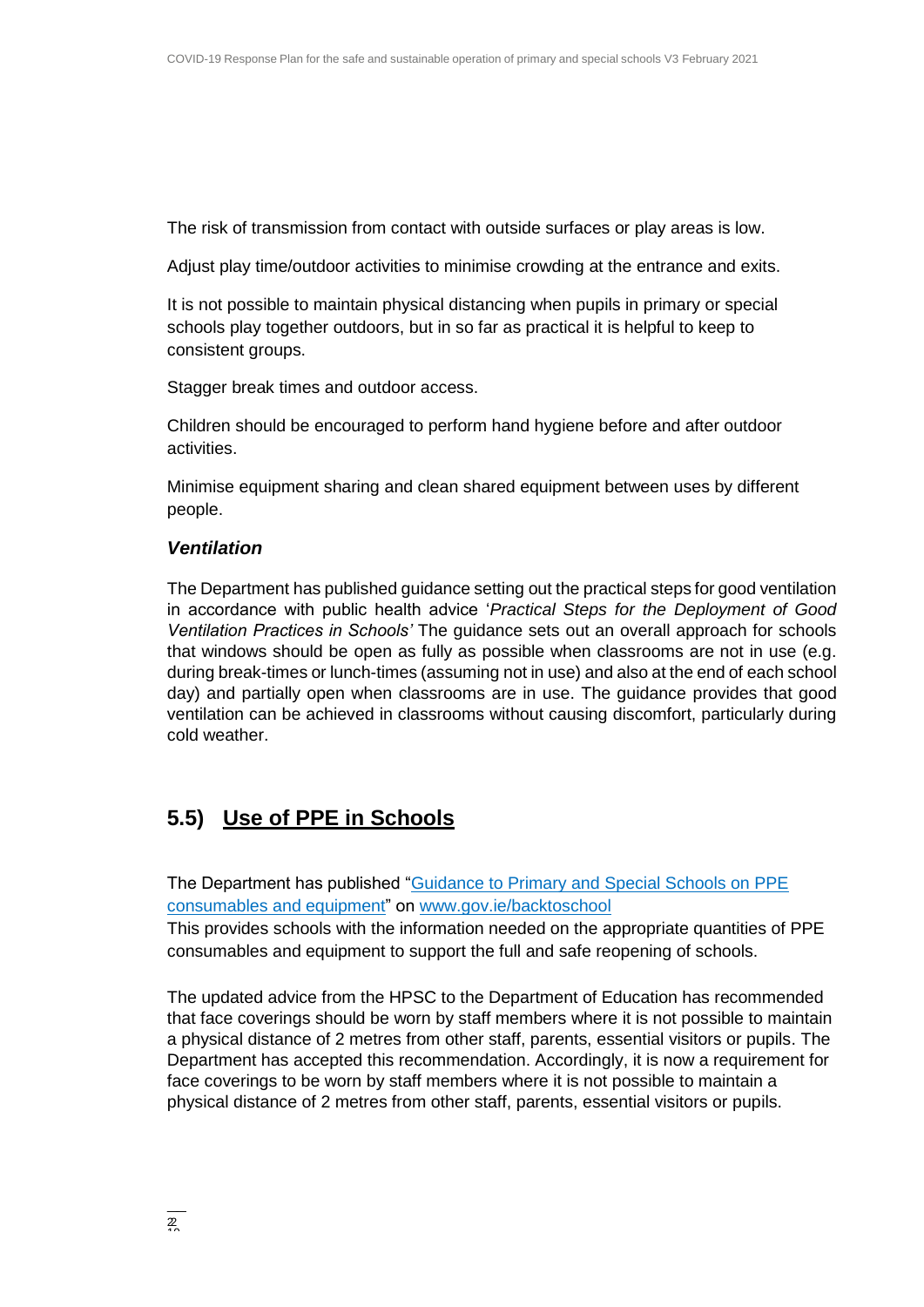The risk of transmission from contact with outside surfaces or play areas is low.

Adjust play time/outdoor activities to minimise crowding at the entrance and exits.

It is not possible to maintain physical distancing when pupils in primary or special schools play together outdoors, but in so far as practical it is helpful to keep to consistent groups.

Stagger break times and outdoor access.

Children should be encouraged to perform hand hygiene before and after outdoor activities.

Minimise equipment sharing and clean shared equipment between uses by different people.

### *Ventilation*

The Department has published guidance setting out the practical steps for good ventilation in accordance with public health advice '*Practical Steps for the Deployment of Good Ventilation Practices in Schools'* The guidance sets out an overall approach for schools that windows should be open as fully as possible when classrooms are not in use (e.g. during break-times or lunch-times (assuming not in use) and also at the end of each school day) and partially open when classrooms are in use. The guidance provides that good ventilation can be achieved in classrooms without causing discomfort, particularly during cold weather.

## 5.5) Use of PPE in Schools

The Department has published "Guidance to Primary and Special Schools on PPE consumables and equipment" on www.gov.ie/backtoschool
This provides schools with the information needed on the appropriate quantities of PPE consumables and equipment to support the full and safe reopening of schools.

The updated advice from the HPSC to the Department of Education has recommended that face coverings should be worn by staff members where it is not possible to maintain a physical distance of 2 metres from other staff, parents, essential visitors or pupils. The Department has accepted this recommendation. Accordingly, it is now a requirement for face coverings to be worn by staff members where it is not possible to maintain a physical distance of 2 metres from other staff, parents, essential visitors or pupils.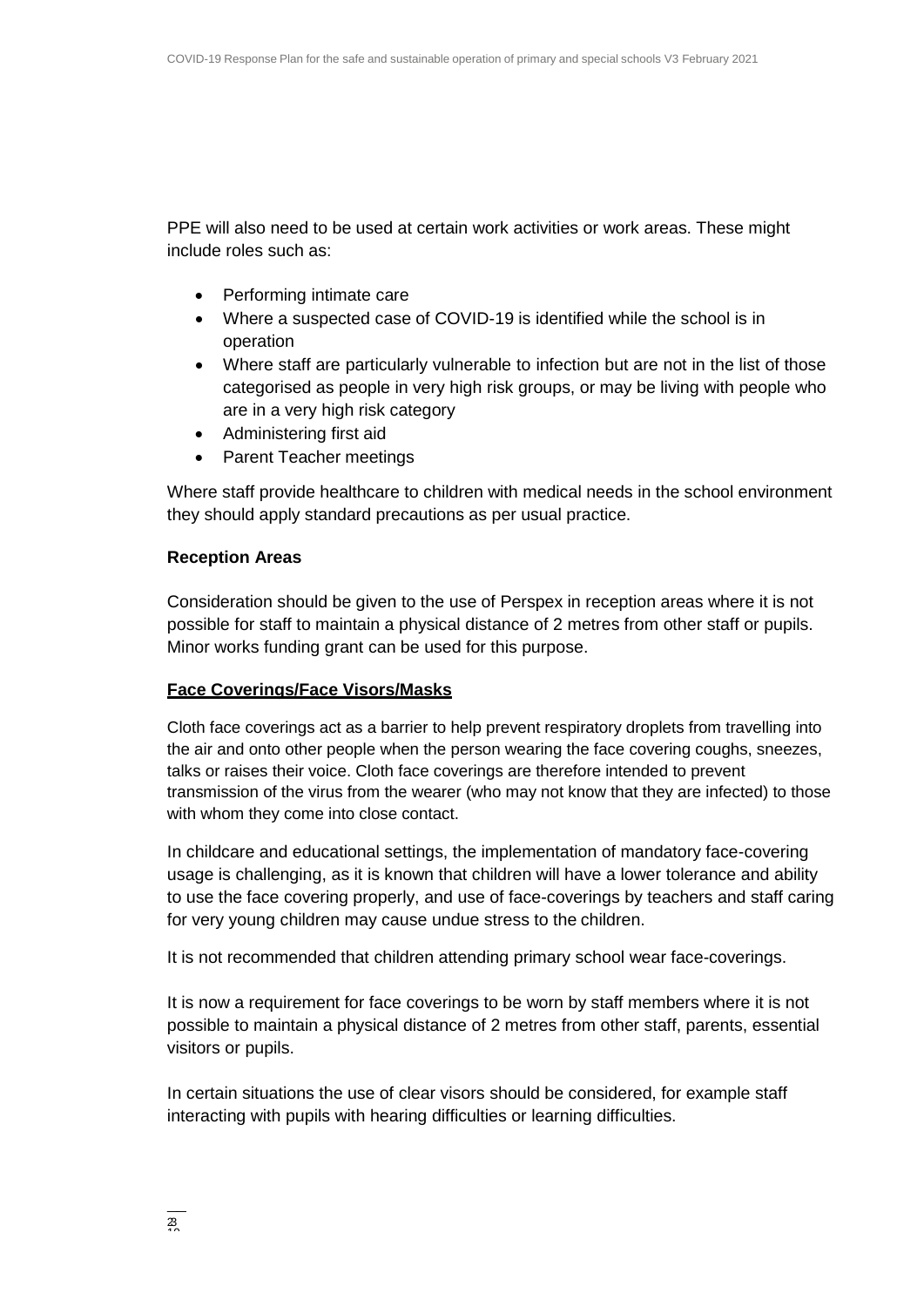PPE will also need to be used at certain work activities or work areas. These might include roles such as:

- Performing intimate care
- Where a suspected case of COVID-19 is identified while the school is in operation
- Where staff are particularly vulnerable to infection but are not in the list of those categorised as people in very high risk groups, or may be living with people who are in a very high risk category
- Administering first aid
- Parent Teacher meetings

Where staff provide healthcare to children with medical needs in the school environment they should apply standard precautions as per usual practice.

**Reception Areas**

Consideration should be given to the use of Perspex in reception areas where it is not possible for staff to maintain a physical distance of 2 metres from other staff or pupils. Minor works funding grant can be used for this purpose.

**Face Coverings/Face Visors/Masks**

Cloth face coverings act as a barrier to help prevent respiratory droplets from travelling into the air and onto other people when the person wearing the face covering coughs, sneezes, talks or raises their voice. Cloth face coverings are therefore intended to prevent transmission of the virus from the wearer (who may not know that they are infected) to those with whom they come into close contact.

In childcare and educational settings, the implementation of mandatory face-covering usage is challenging, as it is known that children will have a lower tolerance and ability to use the face covering properly, and use of face-coverings by teachers and staff caring for very young children may cause undue stress to the children.

It is not recommended that children attending primary school wear face-coverings.

It is now a requirement for face coverings to be worn by staff members where it is not possible to maintain a physical distance of 2 metres from other staff, parents, essential visitors or pupils.

In certain situations the use of clear visors should be considered, for example staff interacting with pupils with hearing difficulties or learning difficulties.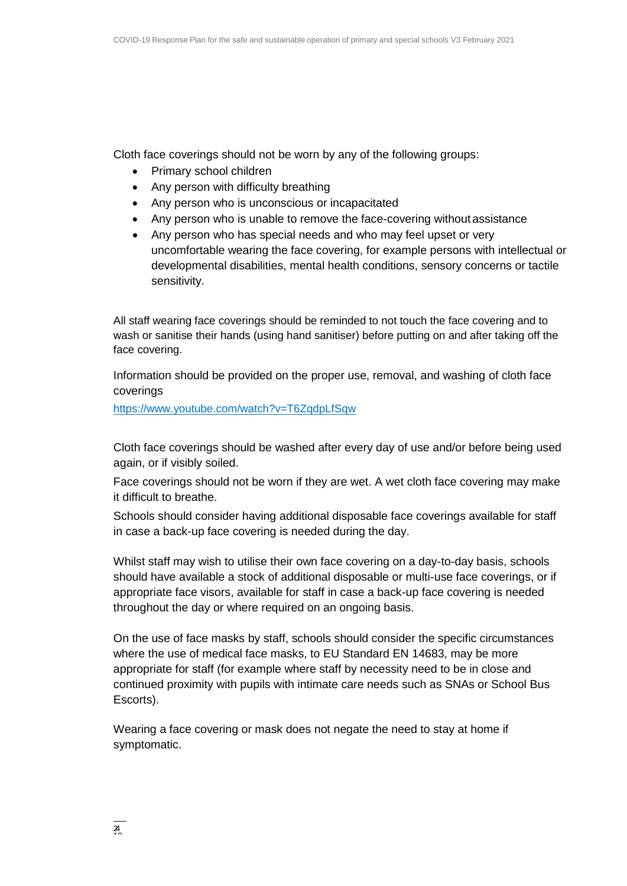Cloth face coverings should not be worn by any of the following groups:

- Primary school children
- Any person with difficulty breathing
- Any person who is unconscious or incapacitated
- Any person who is unable to remove the face-covering without assistance
- Any person who has special needs and who may feel upset or very uncomfortable wearing the face covering, for example persons with intellectual or developmental disabilities, mental health conditions, sensory concerns or tactile sensitivity.

All staff wearing face coverings should be reminded to not touch the face covering and to wash or sanitise their hands (using hand sanitiser) before putting on and after taking off the face covering.

Information should be provided on the proper use, removal, and washing of cloth face coverings

https://www.youtube.com/watch?v=T6ZqdpLfSqw

Cloth face coverings should be washed after every day of use and/or before being used again, or if visibly soiled.

Face coverings should not be worn if they are wet. A wet cloth face covering may make it difficult to breathe.

Schools should consider having additional disposable face coverings available for staff in case a back-up face covering is needed during the day.

Whilst staff may wish to utilise their own face covering on a day-to-day basis, schools should have available a stock of additional disposable or multi-use face coverings, or if appropriate face visors, available for staff in case a back-up face covering is needed throughout the day or where required on an ongoing basis.

On the use of face masks by staff, schools should consider the specific circumstances where the use of medical face masks, to EU Standard EN 14683, may be more appropriate for staff (for example where staff by necessity need to be in close and continued proximity with pupils with intimate care needs such as SNAs or School Bus Escorts).

Wearing a face covering or mask does not negate the need to stay at home if symptomatic.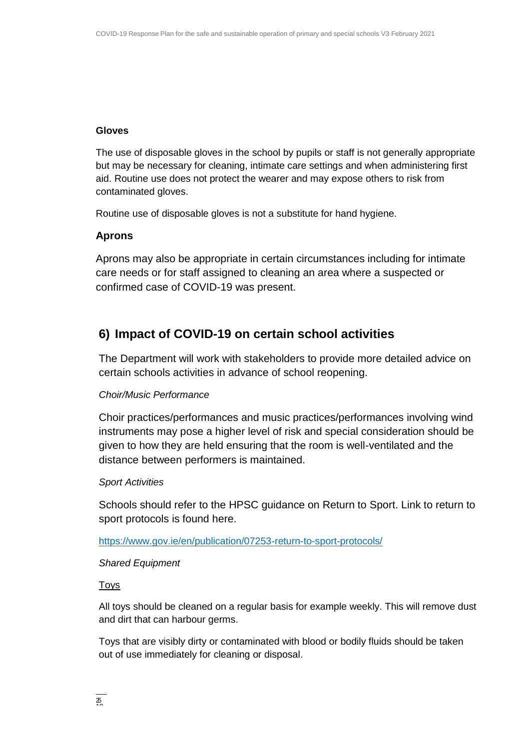### Gloves

The use of disposable gloves in the school by pupils or staff is not generally appropriate but may be necessary for cleaning, intimate care settings and when administering first aid. Routine use does not protect the wearer and may expose others to risk from contaminated gloves.

Routine use of disposable gloves is not a substitute for hand hygiene.

### Aprons

Aprons may also be appropriate in certain circumstances including for intimate care needs or for staff assigned to cleaning an area where a suspected or confirmed case of COVID-19 was present.

## 6) Impact of COVID-19 on certain school activities

The Department will work with stakeholders to provide more detailed advice on certain schools activities in advance of school reopening.

*Choir/Music Performance*

Choir practices/performances and music practices/performances involving wind instruments may pose a higher level of risk and special consideration should be given to how they are held ensuring that the room is well-ventilated and the distance between performers is maintained.

*Sport Activities*

Schools should refer to the HPSC guidance on Return to Sport. Link to return to sport protocols is found here.

https://www.gov.ie/en/publication/07253-return-to-sport-protocols/

*Shared Equipment*

Toys

All toys should be cleaned on a regular basis for example weekly. This will remove dust and dirt that can harbour germs.

Toys that are visibly dirty or contaminated with blood or bodily fluids should be taken out of use immediately for cleaning or disposal.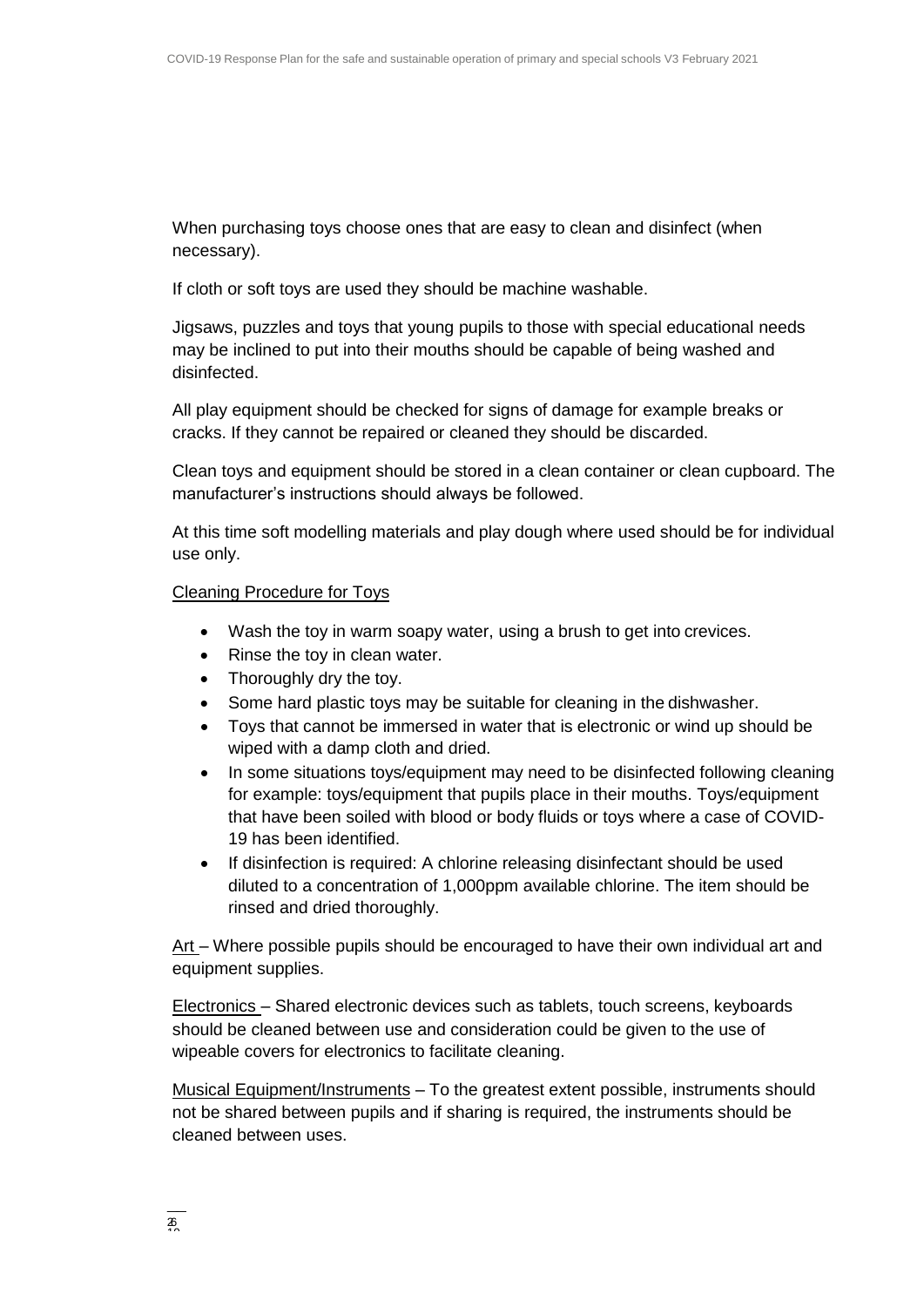When purchasing toys choose ones that are easy to clean and disinfect (when necessary).

If cloth or soft toys are used they should be machine washable.

Jigsaws, puzzles and toys that young pupils to those with special educational needs may be inclined to put into their mouths should be capable of being washed and disinfected.

All play equipment should be checked for signs of damage for example breaks or cracks. If they cannot be repaired or cleaned they should be discarded.

Clean toys and equipment should be stored in a clean container or clean cupboard. The manufacturer's instructions should always be followed.

At this time soft modelling materials and play dough where used should be for individual use only.

Cleaning Procedure for Toys

- Wash the toy in warm soapy water, using a brush to get into crevices.
- Rinse the toy in clean water.
- Thoroughly dry the toy.
- Some hard plastic toys may be suitable for cleaning in the dishwasher.
- Toys that cannot be immersed in water that is electronic or wind up should be wiped with a damp cloth and dried.
- In some situations toys/equipment may need to be disinfected following cleaning for example: toys/equipment that pupils place in their mouths. Toys/equipment that have been soiled with blood or body fluids or toys where a case of COVID-19 has been identified.
- If disinfection is required: A chlorine releasing disinfectant should be used diluted to a concentration of 1,000ppm available chlorine. The item should be rinsed and dried thoroughly.

Art – Where possible pupils should be encouraged to have their own individual art and equipment supplies.

Electronics – Shared electronic devices such as tablets, touch screens, keyboards should be cleaned between use and consideration could be given to the use of wipeable covers for electronics to facilitate cleaning.

Musical Equipment/Instruments – To the greatest extent possible, instruments should not be shared between pupils and if sharing is required, the instruments should be cleaned between uses.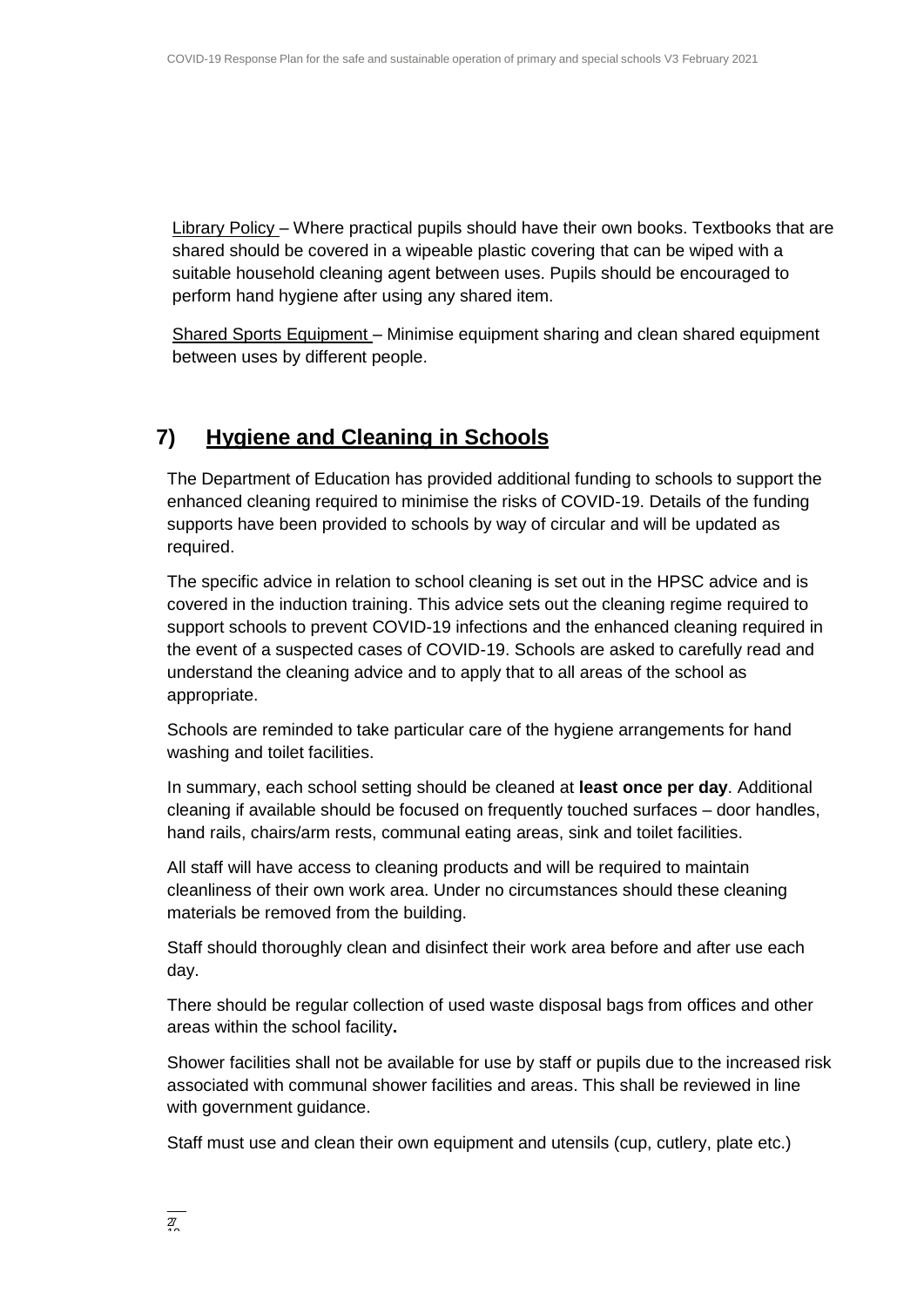Library Policy – Where practical pupils should have their own books. Textbooks that are shared should be covered in a wipeable plastic covering that can be wiped with a suitable household cleaning agent between uses. Pupils should be encouraged to perform hand hygiene after using any shared item.

Shared Sports Equipment – Minimise equipment sharing and clean shared equipment between uses by different people.

## 7) Hygiene and Cleaning in Schools

The Department of Education has provided additional funding to schools to support the enhanced cleaning required to minimise the risks of COVID-19. Details of the funding supports have been provided to schools by way of circular and will be updated as required.

The specific advice in relation to school cleaning is set out in the HPSC advice and is covered in the induction training. This advice sets out the cleaning regime required to support schools to prevent COVID-19 infections and the enhanced cleaning required in the event of a suspected cases of COVID-19. Schools are asked to carefully read and understand the cleaning advice and to apply that to all areas of the school as appropriate.

Schools are reminded to take particular care of the hygiene arrangements for hand washing and toilet facilities.

In summary, each school setting should be cleaned at **least once per day**. Additional cleaning if available should be focused on frequently touched surfaces – door handles, hand rails, chairs/arm rests, communal eating areas, sink and toilet facilities.

All staff will have access to cleaning products and will be required to maintain cleanliness of their own work area. Under no circumstances should these cleaning materials be removed from the building.

Staff should thoroughly clean and disinfect their work area before and after use each day.

There should be regular collection of used waste disposal bags from offices and other areas within the school facility**.**

Shower facilities shall not be available for use by staff or pupils due to the increased risk associated with communal shower facilities and areas. This shall be reviewed in line with government guidance.

Staff must use and clean their own equipment and utensils (cup, cutlery, plate etc.)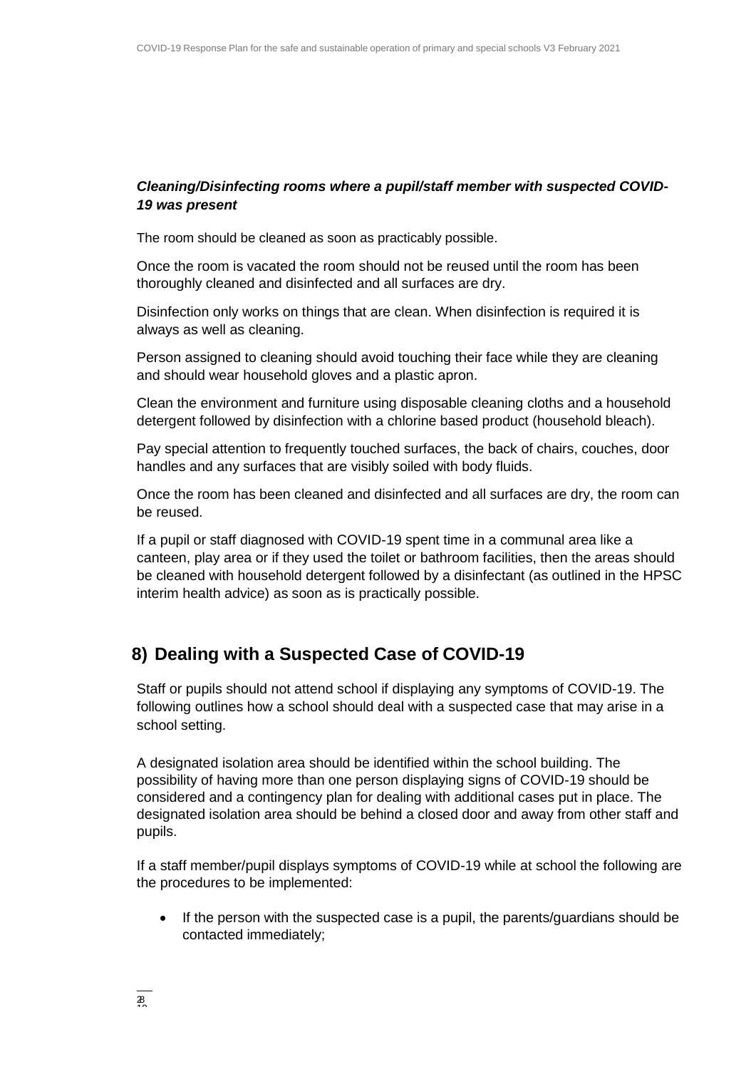***Cleaning/Disinfecting rooms where a pupil/staff member with suspected COVID-19 was present***

The room should be cleaned as soon as practicably possible.

Once the room is vacated the room should not be reused until the room has been thoroughly cleaned and disinfected and all surfaces are dry.

Disinfection only works on things that are clean. When disinfection is required it is always as well as cleaning.

Person assigned to cleaning should avoid touching their face while they are cleaning and should wear household gloves and a plastic apron.

Clean the environment and furniture using disposable cleaning cloths and a household detergent followed by disinfection with a chlorine based product (household bleach).

Pay special attention to frequently touched surfaces, the back of chairs, couches, door handles and any surfaces that are visibly soiled with body fluids.

Once the room has been cleaned and disinfected and all surfaces are dry, the room can be reused.

If a pupil or staff diagnosed with COVID-19 spent time in a communal area like a canteen, play area or if they used the toilet or bathroom facilities, then the areas should be cleaned with household detergent followed by a disinfectant (as outlined in the HPSC interim health advice) as soon as is practically possible.

## 8) Dealing with a Suspected Case of COVID-19

Staff or pupils should not attend school if displaying any symptoms of COVID-19. The following outlines how a school should deal with a suspected case that may arise in a school setting.

A designated isolation area should be identified within the school building. The possibility of having more than one person displaying signs of COVID-19 should be considered and a contingency plan for dealing with additional cases put in place. The designated isolation area should be behind a closed door and away from other staff and pupils.

If a staff member/pupil displays symptoms of COVID-19 while at school the following are the procedures to be implemented:

- If the person with the suspected case is a pupil, the parents/guardians should be contacted immediately;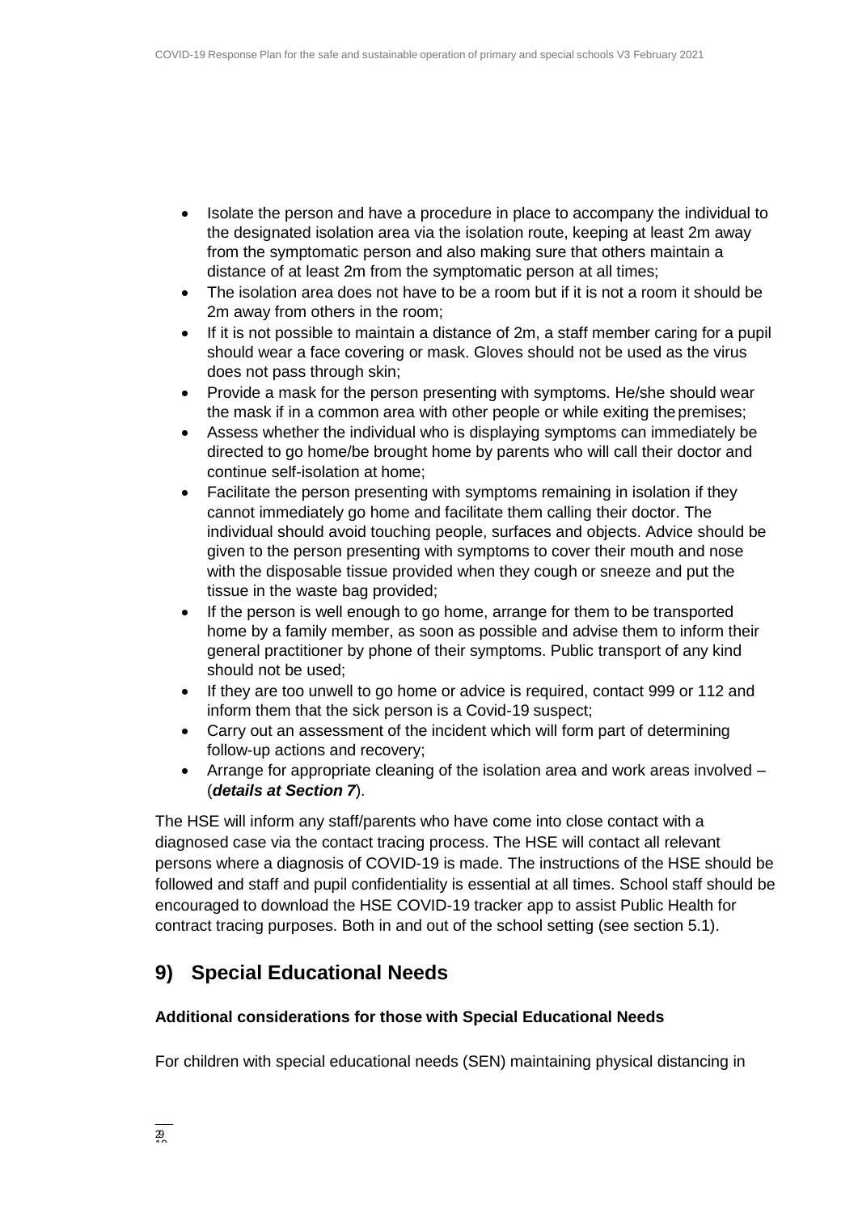- Isolate the person and have a procedure in place to accompany the individual to the designated isolation area via the isolation route, keeping at least 2m away from the symptomatic person and also making sure that others maintain a distance of at least 2m from the symptomatic person at all times;
- The isolation area does not have to be a room but if it is not a room it should be 2m away from others in the room;
- If it is not possible to maintain a distance of 2m, a staff member caring for a pupil should wear a face covering or mask. Gloves should not be used as the virus does not pass through skin;
- Provide a mask for the person presenting with symptoms. He/she should wear the mask if in a common area with other people or while exiting the premises;
- Assess whether the individual who is displaying symptoms can immediately be directed to go home/be brought home by parents who will call their doctor and continue self-isolation at home;
- Facilitate the person presenting with symptoms remaining in isolation if they cannot immediately go home and facilitate them calling their doctor. The individual should avoid touching people, surfaces and objects. Advice should be given to the person presenting with symptoms to cover their mouth and nose with the disposable tissue provided when they cough or sneeze and put the tissue in the waste bag provided;
- If the person is well enough to go home, arrange for them to be transported home by a family member, as soon as possible and advise them to inform their general practitioner by phone of their symptoms. Public transport of any kind should not be used;
- If they are too unwell to go home or advice is required, contact 999 or 112 and inform them that the sick person is a Covid-19 suspect;
- Carry out an assessment of the incident which will form part of determining follow-up actions and recovery;
- Arrange for appropriate cleaning of the isolation area and work areas involved – (***details at Section 7***).

The HSE will inform any staff/parents who have come into close contact with a diagnosed case via the contact tracing process. The HSE will contact all relevant persons where a diagnosis of COVID-19 is made. The instructions of the HSE should be followed and staff and pupil confidentiality is essential at all times. School staff should be encouraged to download the HSE COVID-19 tracker app to assist Public Health for contract tracing purposes. Both in and out of the school setting (see section 5.1).

## 9) Special Educational Needs

**Additional considerations for those with Special Educational Needs**

For children with special educational needs (SEN) maintaining physical distancing in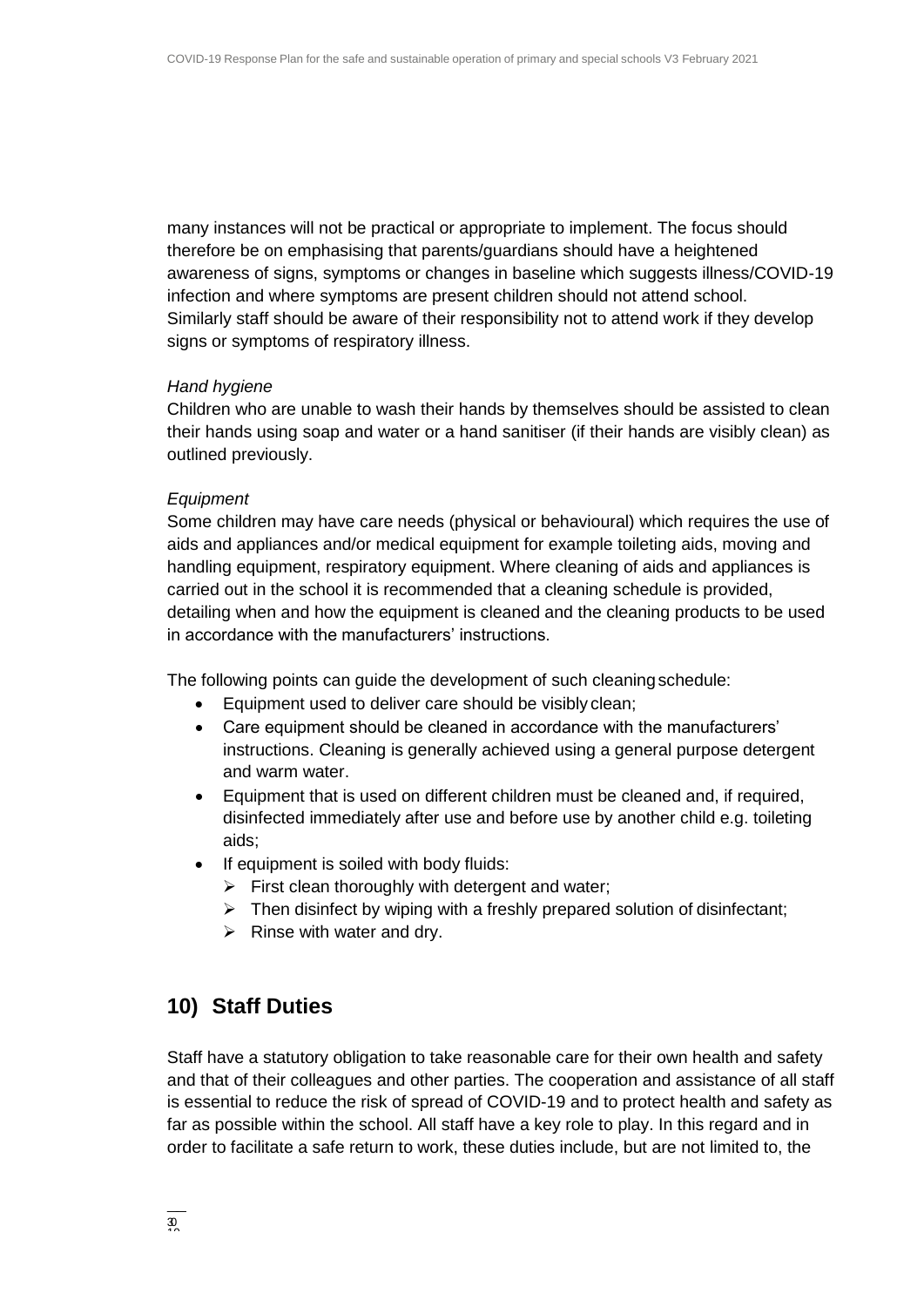many instances will not be practical or appropriate to implement. The focus should therefore be on emphasising that parents/guardians should have a heightened awareness of signs, symptoms or changes in baseline which suggests illness/COVID-19 infection and where symptoms are present children should not attend school. Similarly staff should be aware of their responsibility not to attend work if they develop signs or symptoms of respiratory illness.

*Hand hygiene*

Children who are unable to wash their hands by themselves should be assisted to clean their hands using soap and water or a hand sanitiser (if their hands are visibly clean) as outlined previously.

*Equipment*

Some children may have care needs (physical or behavioural) which requires the use of aids and appliances and/or medical equipment for example toileting aids, moving and handling equipment, respiratory equipment. Where cleaning of aids and appliances is carried out in the school it is recommended that a cleaning schedule is provided, detailing when and how the equipment is cleaned and the cleaning products to be used in accordance with the manufacturers' instructions.

The following points can guide the development of such cleaning schedule:

- Equipment used to deliver care should be visibly clean;
- Care equipment should be cleaned in accordance with the manufacturers' instructions. Cleaning is generally achieved using a general purpose detergent and warm water.
- Equipment that is used on different children must be cleaned and, if required, disinfected immediately after use and before use by another child e.g. toileting aids;
- If equipment is soiled with body fluids:
  - First clean thoroughly with detergent and water;
  - Then disinfect by wiping with a freshly prepared solution of disinfectant;
  - Rinse with water and dry.

## 10) Staff Duties

Staff have a statutory obligation to take reasonable care for their own health and safety and that of their colleagues and other parties. The cooperation and assistance of all staff is essential to reduce the risk of spread of COVID-19 and to protect health and safety as far as possible within the school. All staff have a key role to play. In this regard and in order to facilitate a safe return to work, these duties include, but are not limited to, the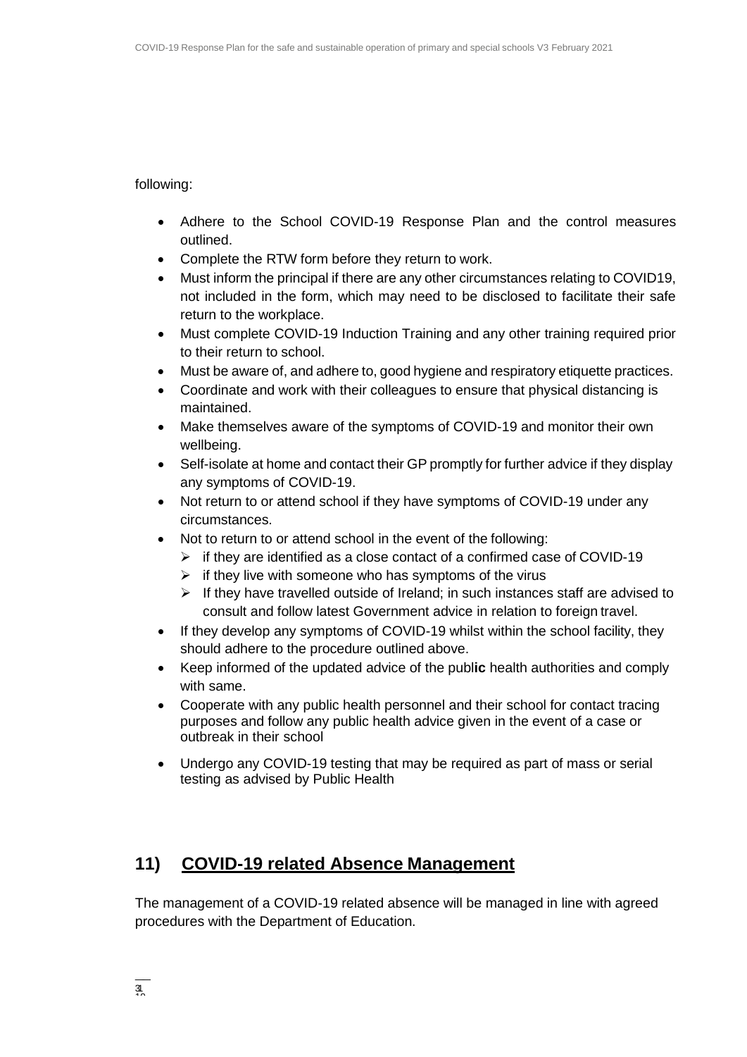following:

- Adhere to the School COVID-19 Response Plan and the control measures outlined.
- Complete the RTW form before they return to work.
- Must inform the principal if there are any other circumstances relating to COVID19, not included in the form, which may need to be disclosed to facilitate their safe return to the workplace.
- Must complete COVID-19 Induction Training and any other training required prior to their return to school.
- Must be aware of, and adhere to, good hygiene and respiratory etiquette practices.
- Coordinate and work with their colleagues to ensure that physical distancing is maintained.
- Make themselves aware of the symptoms of COVID-19 and monitor their own wellbeing.
- Self-isolate at home and contact their GP promptly for further advice if they display any symptoms of COVID-19.
- Not return to or attend school if they have symptoms of COVID-19 under any circumstances.
- Not to return to or attend school in the event of the following:
  - if they are identified as a close contact of a confirmed case of COVID-19
  - if they live with someone who has symptoms of the virus
  - If they have travelled outside of Ireland; in such instances staff are advised to consult and follow latest Government advice in relation to foreign travel.
- If they develop any symptoms of COVID-19 whilst within the school facility, they should adhere to the procedure outlined above.
- Keep informed of the updated advice of the public health authorities and comply with same.
- Cooperate with any public health personnel and their school for contact tracing purposes and follow any public health advice given in the event of a case or outbreak in their school
- Undergo any COVID-19 testing that may be required as part of mass or serial testing as advised by Public Health

## 11) COVID-19 related Absence Management

The management of a COVID-19 related absence will be managed in line with agreed procedures with the Department of Education.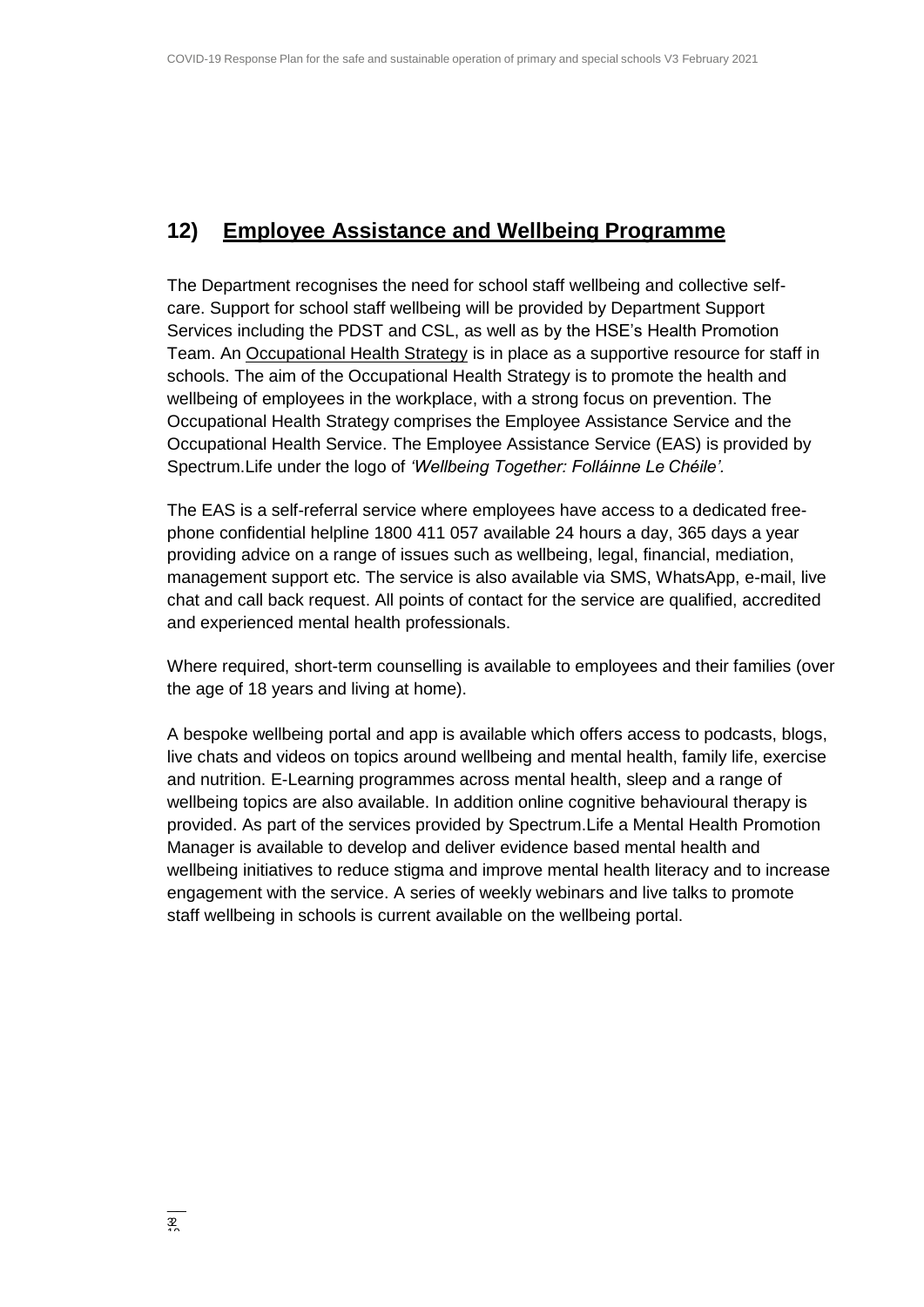## 12) Employee Assistance and Wellbeing Programme

The Department recognises the need for school staff wellbeing and collective self-care. Support for school staff wellbeing will be provided by Department Support Services including the PDST and CSL, as well as by the HSE's Health Promotion Team. An Occupational Health Strategy is in place as a supportive resource for staff in schools. The aim of the Occupational Health Strategy is to promote the health and wellbeing of employees in the workplace, with a strong focus on prevention. The Occupational Health Strategy comprises the Employee Assistance Service and the Occupational Health Service. The Employee Assistance Service (EAS) is provided by Spectrum.Life under the logo of *'Wellbeing Together: Folláinne Le Chéile'*.

The EAS is a self-referral service where employees have access to a dedicated free-phone confidential helpline 1800 411 057 available 24 hours a day, 365 days a year providing advice on a range of issues such as wellbeing, legal, financial, mediation, management support etc. The service is also available via SMS, WhatsApp, e-mail, live chat and call back request. All points of contact for the service are qualified, accredited and experienced mental health professionals.

Where required, short-term counselling is available to employees and their families (over the age of 18 years and living at home).

A bespoke wellbeing portal and app is available which offers access to podcasts, blogs, live chats and videos on topics around wellbeing and mental health, family life, exercise and nutrition. E-Learning programmes across mental health, sleep and a range of wellbeing topics are also available. In addition online cognitive behavioural therapy is provided. As part of the services provided by Spectrum.Life a Mental Health Promotion Manager is available to develop and deliver evidence based mental health and wellbeing initiatives to reduce stigma and improve mental health literacy and to increase engagement with the service. A series of weekly webinars and live talks to promote staff wellbeing in schools is current available on the wellbeing portal.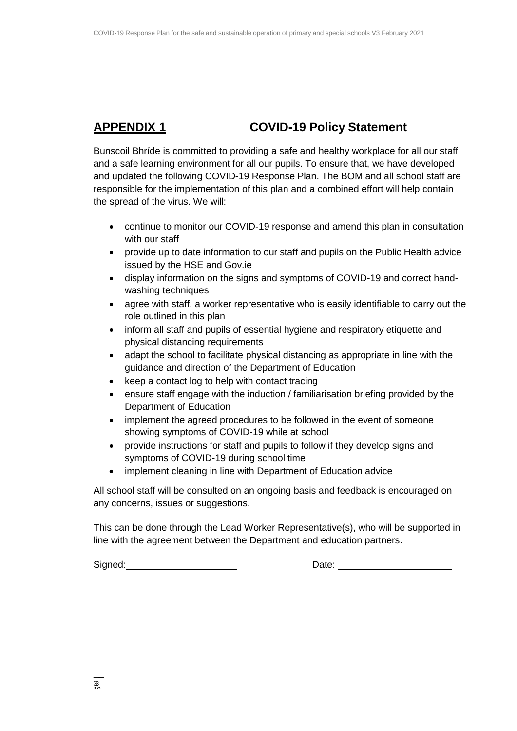## APPENDIX 1 COVID-19 Policy Statement

Bunscoil Bhríde is committed to providing a safe and healthy workplace for all our staff and a safe learning environment for all our pupils. To ensure that, we have developed and updated the following COVID-19 Response Plan. The BOM and all school staff are responsible for the implementation of this plan and a combined effort will help contain the spread of the virus. We will:

- continue to monitor our COVID-19 response and amend this plan in consultation with our staff
- provide up to date information to our staff and pupils on the Public Health advice issued by the HSE and Gov.ie
- display information on the signs and symptoms of COVID-19 and correct hand-washing techniques
- agree with staff, a worker representative who is easily identifiable to carry out the role outlined in this plan
- inform all staff and pupils of essential hygiene and respiratory etiquette and physical distancing requirements
- adapt the school to facilitate physical distancing as appropriate in line with the guidance and direction of the Department of Education
- keep a contact log to help with contact tracing
- ensure staff engage with the induction / familiarisation briefing provided by the Department of Education
- implement the agreed procedures to be followed in the event of someone showing symptoms of COVID-19 while at school
- provide instructions for staff and pupils to follow if they develop signs and symptoms of COVID-19 during school time
- implement cleaning in line with Department of Education advice

All school staff will be consulted on an ongoing basis and feedback is encouraged on any concerns, issues or suggestions.

This can be done through the Lead Worker Representative(s), who will be supported in line with the agreement between the Department and education partners.

Signed: ____________________ Date: ____________________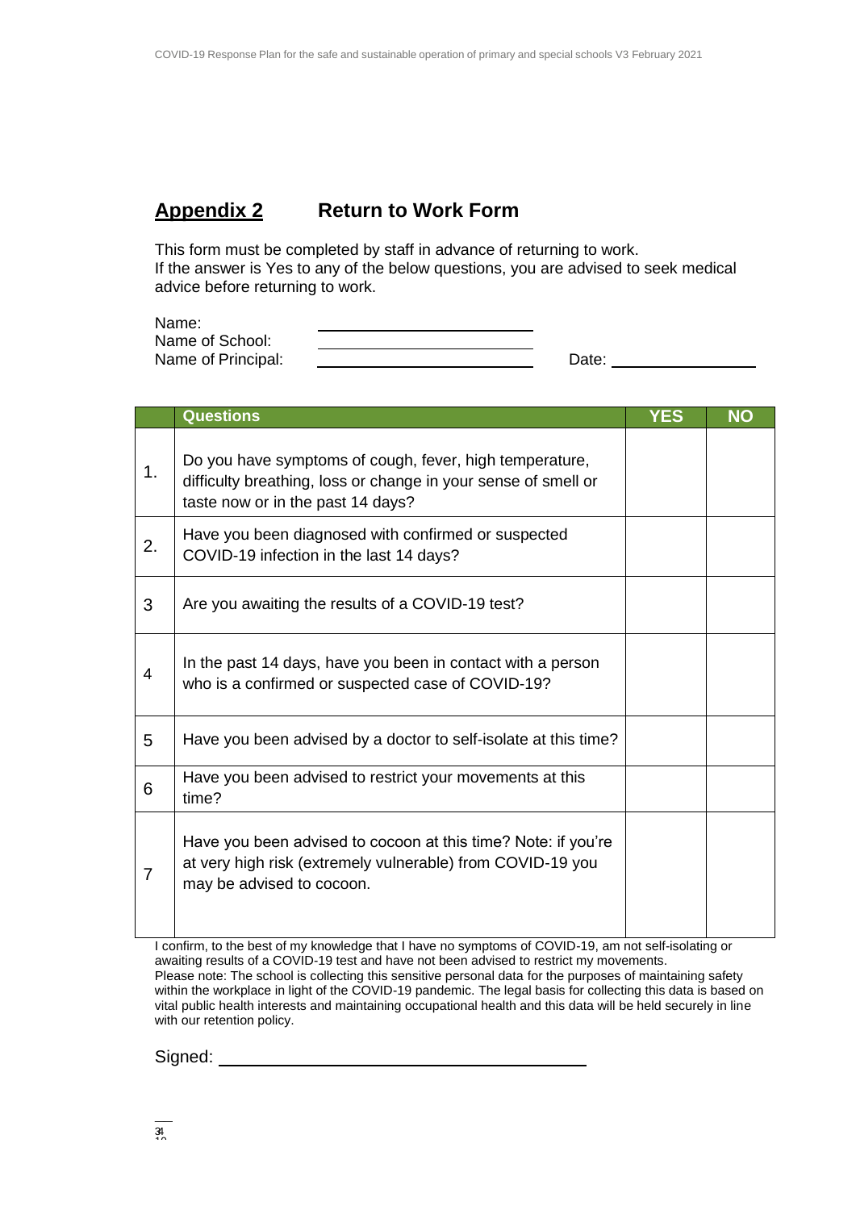## Appendix 2 Return to Work Form

This form must be completed by staff in advance of returning to work.
If the answer is Yes to any of the below questions, you are advised to seek medical advice before returning to work.

Name: ______________________
Name of School: ______________________
Name of Principal: ______________________ Date: ______________

| | Questions | YES | NO |
|---|---|---|---|
| 1. | Do you have symptoms of cough, fever, high temperature, difficulty breathing, loss or change in your sense of smell or taste now or in the past 14 days? | | |
| 2. | Have you been diagnosed with confirmed or suspected COVID-19 infection in the last 14 days? | | |
| 3 | Are you awaiting the results of a COVID-19 test? | | |
| 4 | In the past 14 days, have you been in contact with a person who is a confirmed or suspected case of COVID-19? | | |
| 5 | Have you been advised by a doctor to self-isolate at this time? | | |
| 6 | Have you been advised to restrict your movements at this time? | | |
| 7 | Have you been advised to cocoon at this time? Note: if you're at very high risk (extremely vulnerable) from COVID-19 you may be advised to cocoon. | | |

I confirm, to the best of my knowledge that I have no symptoms of COVID-19, am not self-isolating or awaiting results of a COVID-19 test and have not been advised to restrict my movements.
Please note: The school is collecting this sensitive personal data for the purposes of maintaining safety within the workplace in light of the COVID-19 pandemic. The legal basis for collecting this data is based on vital public health interests and maintaining occupational health and this data will be held securely in line with our retention policy.

Signed: ______________________________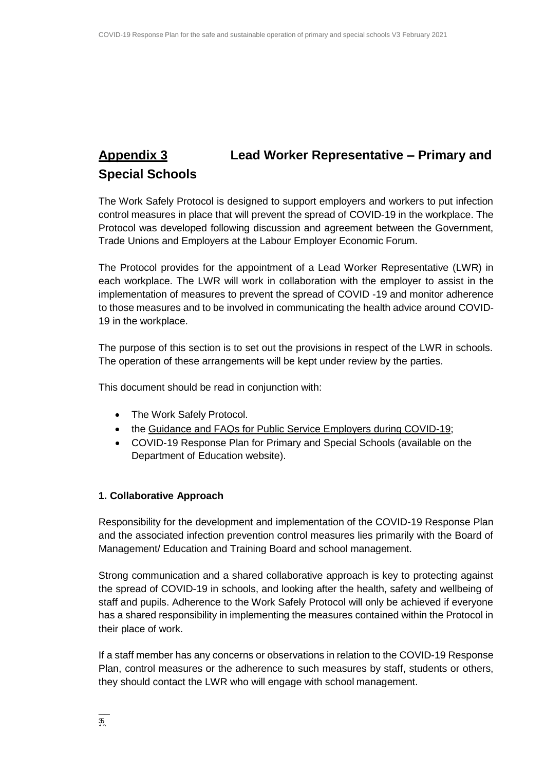## Appendix 3 Lead Worker Representative – Primary and Special Schools

The Work Safely Protocol is designed to support employers and workers to put infection control measures in place that will prevent the spread of COVID-19 in the workplace. The Protocol was developed following discussion and agreement between the Government, Trade Unions and Employers at the Labour Employer Economic Forum.

The Protocol provides for the appointment of a Lead Worker Representative (LWR) in each workplace. The LWR will work in collaboration with the employer to assist in the implementation of measures to prevent the spread of COVID -19 and monitor adherence to those measures and to be involved in communicating the health advice around COVID-19 in the workplace.

The purpose of this section is to set out the provisions in respect of the LWR in schools. The operation of these arrangements will be kept under review by the parties.

This document should be read in conjunction with:

- The Work Safely Protocol.
- the Guidance and FAQs for Public Service Employers during COVID-19;
- COVID-19 Response Plan for Primary and Special Schools (available on the Department of Education website).

### 1. Collaborative Approach

Responsibility for the development and implementation of the COVID-19 Response Plan and the associated infection prevention control measures lies primarily with the Board of Management/ Education and Training Board and school management.

Strong communication and a shared collaborative approach is key to protecting against the spread of COVID-19 in schools, and looking after the health, safety and wellbeing of staff and pupils. Adherence to the Work Safely Protocol will only be achieved if everyone has a shared responsibility in implementing the measures contained within the Protocol in their place of work.

If a staff member has any concerns or observations in relation to the COVID-19 Response Plan, control measures or the adherence to such measures by staff, students or others, they should contact the LWR who will engage with school management.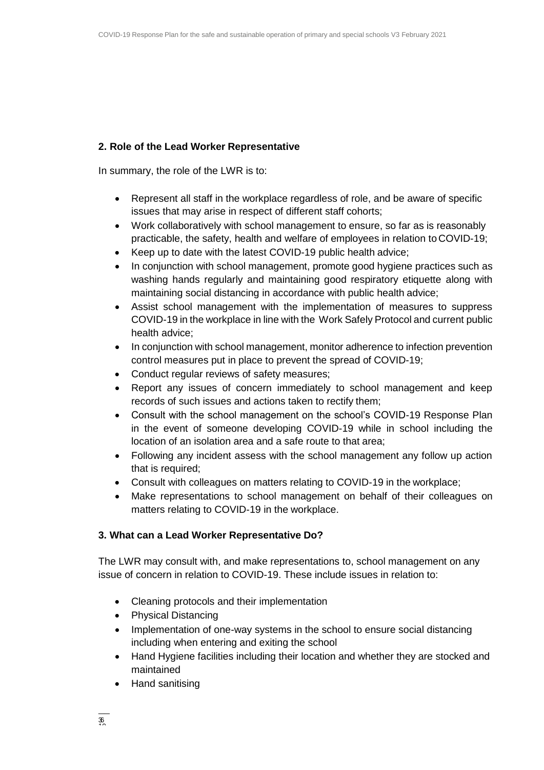**2. Role of the Lead Worker Representative**

In summary, the role of the LWR is to:

- Represent all staff in the workplace regardless of role, and be aware of specific issues that may arise in respect of different staff cohorts;
- Work collaboratively with school management to ensure, so far as is reasonably practicable, the safety, health and welfare of employees in relation to COVID-19;
- Keep up to date with the latest COVID-19 public health advice;
- In conjunction with school management, promote good hygiene practices such as washing hands regularly and maintaining good respiratory etiquette along with maintaining social distancing in accordance with public health advice;
- Assist school management with the implementation of measures to suppress COVID-19 in the workplace in line with the Work Safely Protocol and current public health advice;
- In conjunction with school management, monitor adherence to infection prevention control measures put in place to prevent the spread of COVID-19;
- Conduct regular reviews of safety measures;
- Report any issues of concern immediately to school management and keep records of such issues and actions taken to rectify them;
- Consult with the school management on the school's COVID-19 Response Plan in the event of someone developing COVID-19 while in school including the location of an isolation area and a safe route to that area;
- Following any incident assess with the school management any follow up action that is required;
- Consult with colleagues on matters relating to COVID-19 in the workplace;
- Make representations to school management on behalf of their colleagues on matters relating to COVID-19 in the workplace.

**3. What can a Lead Worker Representative Do?**

The LWR may consult with, and make representations to, school management on any issue of concern in relation to COVID-19. These include issues in relation to:

- Cleaning protocols and their implementation
- Physical Distancing
- Implementation of one-way systems in the school to ensure social distancing including when entering and exiting the school
- Hand Hygiene facilities including their location and whether they are stocked and maintained
- Hand sanitising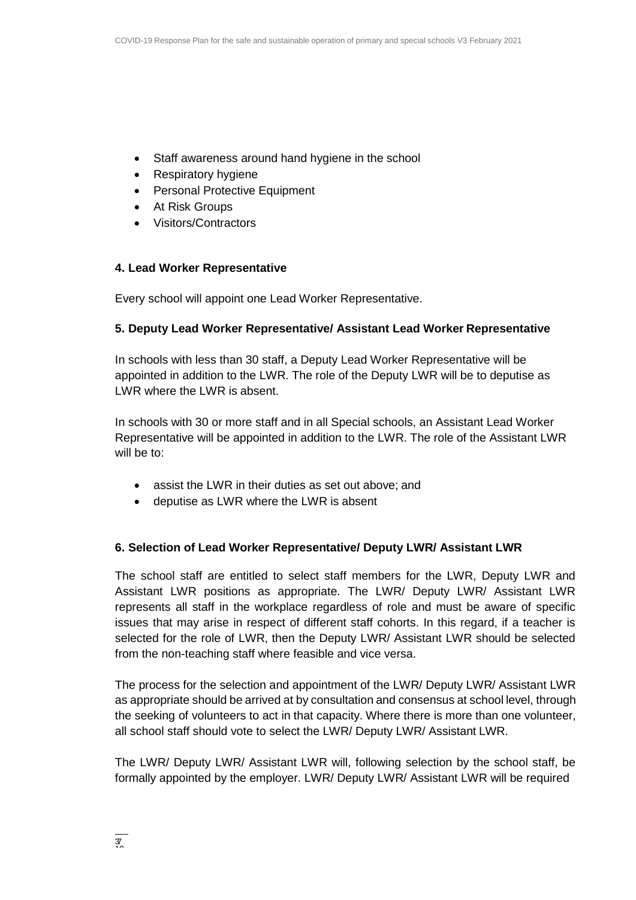- Staff awareness around hand hygiene in the school
- Respiratory hygiene
- Personal Protective Equipment
- At Risk Groups
- Visitors/Contractors

**4. Lead Worker Representative**

Every school will appoint one Lead Worker Representative.

**5. Deputy Lead Worker Representative/ Assistant Lead Worker Representative**

In schools with less than 30 staff, a Deputy Lead Worker Representative will be appointed in addition to the LWR. The role of the Deputy LWR will be to deputise as LWR where the LWR is absent.

In schools with 30 or more staff and in all Special schools, an Assistant Lead Worker Representative will be appointed in addition to the LWR. The role of the Assistant LWR will be to:

- assist the LWR in their duties as set out above; and
- deputise as LWR where the LWR is absent

**6. Selection of Lead Worker Representative/ Deputy LWR/ Assistant LWR**

The school staff are entitled to select staff members for the LWR, Deputy LWR and Assistant LWR positions as appropriate. The LWR/ Deputy LWR/ Assistant LWR represents all staff in the workplace regardless of role and must be aware of specific issues that may arise in respect of different staff cohorts. In this regard, if a teacher is selected for the role of LWR, then the Deputy LWR/ Assistant LWR should be selected from the non-teaching staff where feasible and vice versa.

The process for the selection and appointment of the LWR/ Deputy LWR/ Assistant LWR as appropriate should be arrived at by consultation and consensus at school level, through the seeking of volunteers to act in that capacity. Where there is more than one volunteer, all school staff should vote to select the LWR/ Deputy LWR/ Assistant LWR.

The LWR/ Deputy LWR/ Assistant LWR will, following selection by the school staff, be formally appointed by the employer. LWR/ Deputy LWR/ Assistant LWR will be required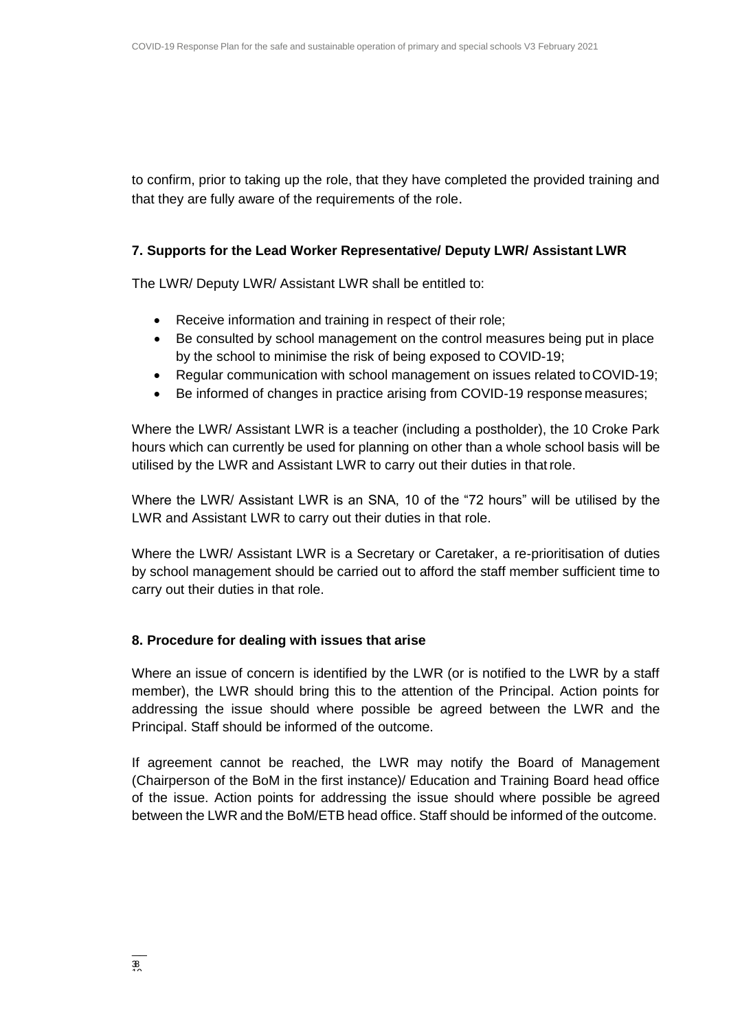to confirm, prior to taking up the role, that they have completed the provided training and that they are fully aware of the requirements of the role.

### 7. Supports for the Lead Worker Representative/ Deputy LWR/ Assistant LWR

The LWR/ Deputy LWR/ Assistant LWR shall be entitled to:

- Receive information and training in respect of their role;
- Be consulted by school management on the control measures being put in place by the school to minimise the risk of being exposed to COVID-19;
- Regular communication with school management on issues related to COVID-19;
- Be informed of changes in practice arising from COVID-19 response measures;

Where the LWR/ Assistant LWR is a teacher (including a postholder), the 10 Croke Park hours which can currently be used for planning on other than a whole school basis will be utilised by the LWR and Assistant LWR to carry out their duties in that role.

Where the LWR/ Assistant LWR is an SNA, 10 of the "72 hours" will be utilised by the LWR and Assistant LWR to carry out their duties in that role.

Where the LWR/ Assistant LWR is a Secretary or Caretaker, a re-prioritisation of duties by school management should be carried out to afford the staff member sufficient time to carry out their duties in that role.

### 8. Procedure for dealing with issues that arise

Where an issue of concern is identified by the LWR (or is notified to the LWR by a staff member), the LWR should bring this to the attention of the Principal. Action points for addressing the issue should where possible be agreed between the LWR and the Principal. Staff should be informed of the outcome.

If agreement cannot be reached, the LWR may notify the Board of Management (Chairperson of the BoM in the first instance)/ Education and Training Board head office of the issue. Action points for addressing the issue should where possible be agreed between the LWR and the BoM/ETB head office. Staff should be informed of the outcome.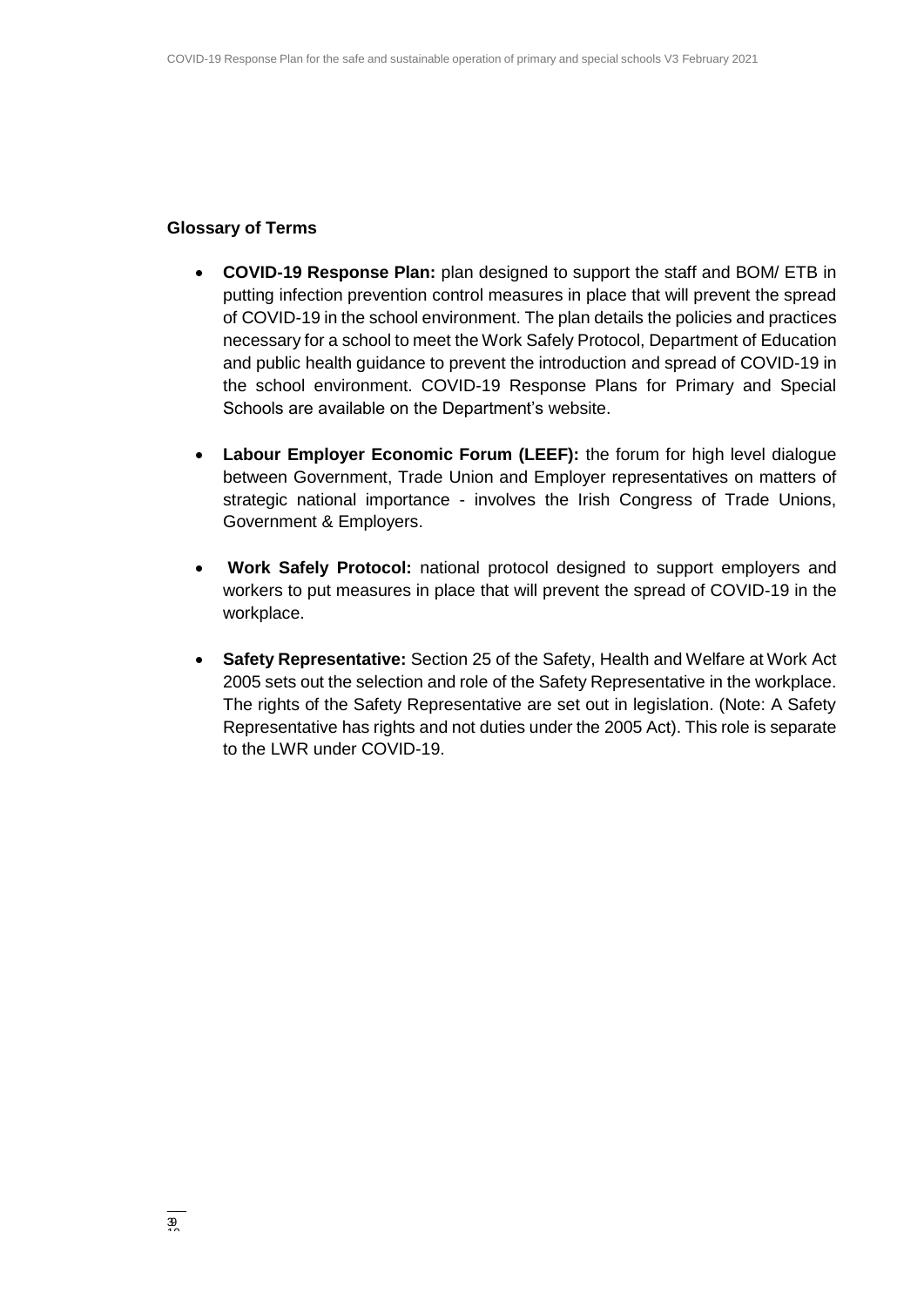**Glossary of Terms**

- **COVID-19 Response Plan:** plan designed to support the staff and BOM/ ETB in putting infection prevention control measures in place that will prevent the spread of COVID-19 in the school environment. The plan details the policies and practices necessary for a school to meet the Work Safely Protocol, Department of Education and public health guidance to prevent the introduction and spread of COVID-19 in the school environment. COVID-19 Response Plans for Primary and Special Schools are available on the Department's website.

- **Labour Employer Economic Forum (LEEF):** the forum for high level dialogue between Government, Trade Union and Employer representatives on matters of strategic national importance - involves the Irish Congress of Trade Unions, Government & Employers.

- **Work Safely Protocol:** national protocol designed to support employers and workers to put measures in place that will prevent the spread of COVID-19 in the workplace.

- **Safety Representative:** Section 25 of the Safety, Health and Welfare at Work Act 2005 sets out the selection and role of the Safety Representative in the workplace. The rights of the Safety Representative are set out in legislation. (Note: A Safety Representative has rights and not duties under the 2005 Act). This role is separate to the LWR under COVID-19.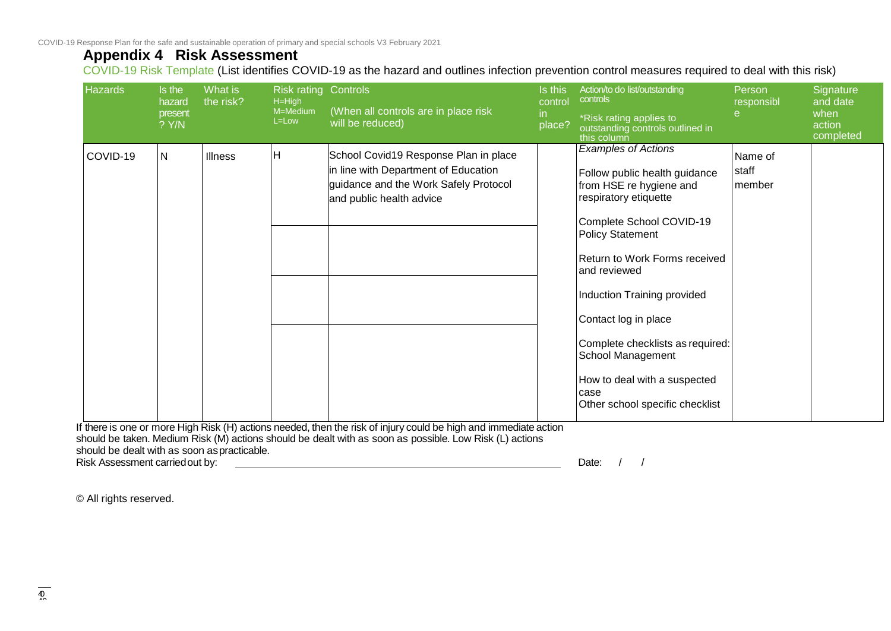## Appendix 4 Risk Assessment

COVID-19 Risk Template (List identifies COVID-19 as the hazard and outlines infection prevention control measures required to deal with this risk)

| Hazards | Is the hazard present? Y/N | What is the risk? | Risk rating H=High M=Medium L=Low | Controls (When all controls are in place risk will be reduced) | Is this control in place? | Action/to do list/outstanding controls *Risk rating applies to outstanding controls outlined in this column | Person responsible | Signature and date when action completed |
|---|---|---|---|---|---|---|---|---|
| COVID-19 | N | Illness | H | School Covid19 Response Plan in place in line with Department of Education guidance and the Work Safely Protocol and public health advice | | *Examples of Actions*<br><br>Follow public health guidance from HSE re hygiene and respiratory etiquette<br><br>Complete School COVID-19 Policy Statement<br><br>Return to Work Forms received and reviewed<br><br>Induction Training provided<br><br>Contact log in place<br><br>Complete checklists as required: School Management<br><br>How to deal with a suspected case<br>Other school specific checklist | Name of staff member | |
| | | | | | | | | |
| | | | | | | | | |
| | | | | | | | | |

If there is one or more High Risk (H) actions needed, then the risk of injury could be high and immediate action should be taken. Medium Risk (M) actions should be dealt with as soon as possible. Low Risk (L) actions should be dealt with as soon as practicable.

Risk Assessment carried out by: ______________________________ Date: / /

© All rights reserved.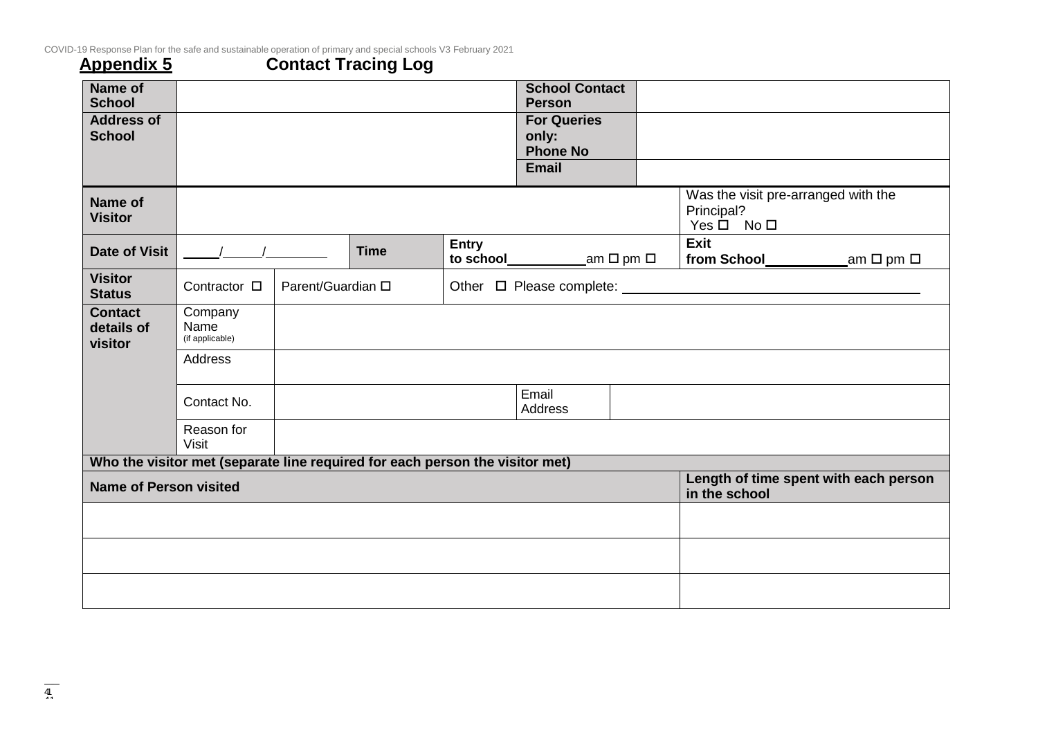## Appendix 5 Contact Tracing Log

| Name of School | | School Contact Person | |
|---|---|---|---|
| Address of School | | For Queries only: Phone No | |
| | | Email | |

| Name of Visitor | | | | Was the visit pre-arranged with the Principal? Yes ☐ No ☐ |
|---|---|---|---|---|
| Date of Visit | ____/____/________ | Time | Entry to school__________am ☐ pm ☐ | Exit from School__________am ☐ pm ☐ |
| Visitor Status | Contractor ☐ | Parent/Guardian ☐ | Other ☐ Please complete: ______________________ | |
| Contact details of visitor | Company Name (if applicable) | | | |
| | Address | | | |
| | Contact No. | | Email Address | |
| | Reason for Visit | | | |

**Who the visitor met (separate line required for each person the visitor met)**

| Name of Person visited | Length of time spent with each person in the school |
|---|---|
| | |
| | |
| | |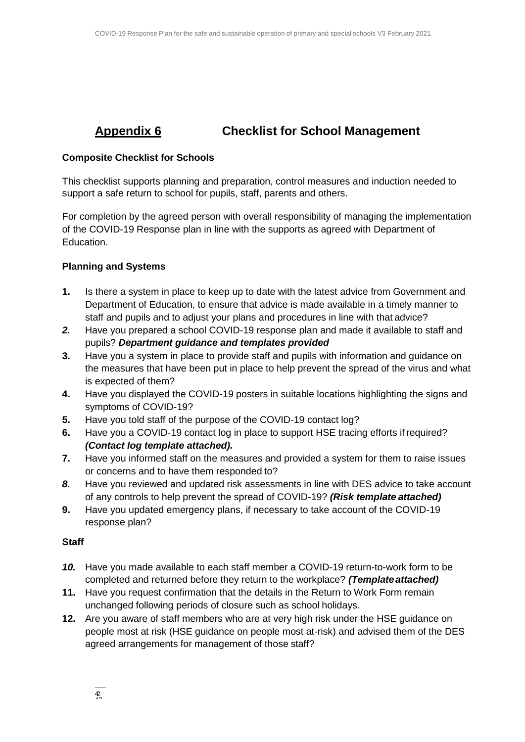## Appendix 6 Checklist for School Management

**Composite Checklist for Schools**

This checklist supports planning and preparation, control measures and induction needed to support a safe return to school for pupils, staff, parents and others.

For completion by the agreed person with overall responsibility of managing the implementation of the COVID-19 Response plan in line with the supports as agreed with Department of Education.

**Planning and Systems**

**1.** Is there a system in place to keep up to date with the latest advice from Government and Department of Education, to ensure that advice is made available in a timely manner to staff and pupils and to adjust your plans and procedures in line with that advice?

***2.*** Have you prepared a school COVID-19 response plan and made it available to staff and pupils? ***Department guidance and templates provided***

**3.** Have you a system in place to provide staff and pupils with information and guidance on the measures that have been put in place to help prevent the spread of the virus and what is expected of them?

**4.** Have you displayed the COVID-19 posters in suitable locations highlighting the signs and symptoms of COVID-19?

**5.** Have you told staff of the purpose of the COVID-19 contact log?

**6.** Have you a COVID-19 contact log in place to support HSE tracing efforts if required? ***(Contact log template attached).***

**7.** Have you informed staff on the measures and provided a system for them to raise issues or concerns and to have them responded to?

***8.*** Have you reviewed and updated risk assessments in line with DES advice to take account of any controls to help prevent the spread of COVID-19? ***(Risk template attached)***

**9.** Have you updated emergency plans, if necessary to take account of the COVID-19 response plan?

**Staff**

***10.*** Have you made available to each staff member a COVID-19 return-to-work form to be completed and returned before they return to the workplace? ***(Template attached)***

**11.** Have you request confirmation that the details in the Return to Work Form remain unchanged following periods of closure such as school holidays.

**12.** Are you aware of staff members who are at very high risk under the HSE guidance on people most at risk (HSE guidance on people most at-risk) and advised them of the DES agreed arrangements for management of those staff?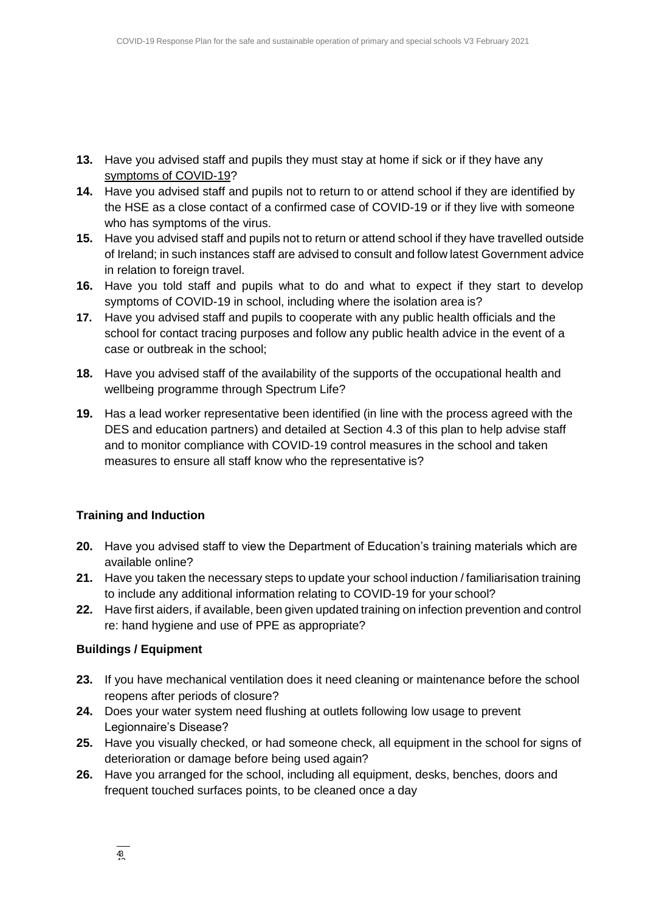**13.** Have you advised staff and pupils they must stay at home if sick or if they have any symptoms of COVID-19?

**14.** Have you advised staff and pupils not to return to or attend school if they are identified by the HSE as a close contact of a confirmed case of COVID-19 or if they live with someone who has symptoms of the virus.

**15.** Have you advised staff and pupils not to return or attend school if they have travelled outside of Ireland; in such instances staff are advised to consult and follow latest Government advice in relation to foreign travel.

**16.** Have you told staff and pupils what to do and what to expect if they start to develop symptoms of COVID-19 in school, including where the isolation area is?

**17.** Have you advised staff and pupils to cooperate with any public health officials and the school for contact tracing purposes and follow any public health advice in the event of a case or outbreak in the school;

**18.** Have you advised staff of the availability of the supports of the occupational health and wellbeing programme through Spectrum Life?

**19.** Has a lead worker representative been identified (in line with the process agreed with the DES and education partners) and detailed at Section 4.3 of this plan to help advise staff and to monitor compliance with COVID-19 control measures in the school and taken measures to ensure all staff know who the representative is?

**Training and Induction**

**20.** Have you advised staff to view the Department of Education's training materials which are available online?

**21.** Have you taken the necessary steps to update your school induction / familiarisation training to include any additional information relating to COVID-19 for your school?

**22.** Have first aiders, if available, been given updated training on infection prevention and control re: hand hygiene and use of PPE as appropriate?

**Buildings / Equipment**

**23.** If you have mechanical ventilation does it need cleaning or maintenance before the school reopens after periods of closure?

**24.** Does your water system need flushing at outlets following low usage to prevent Legionnaire's Disease?

**25.** Have you visually checked, or had someone check, all equipment in the school for signs of deterioration or damage before being used again?

**26.** Have you arranged for the school, including all equipment, desks, benches, doors and frequent touched surfaces points, to be cleaned once a day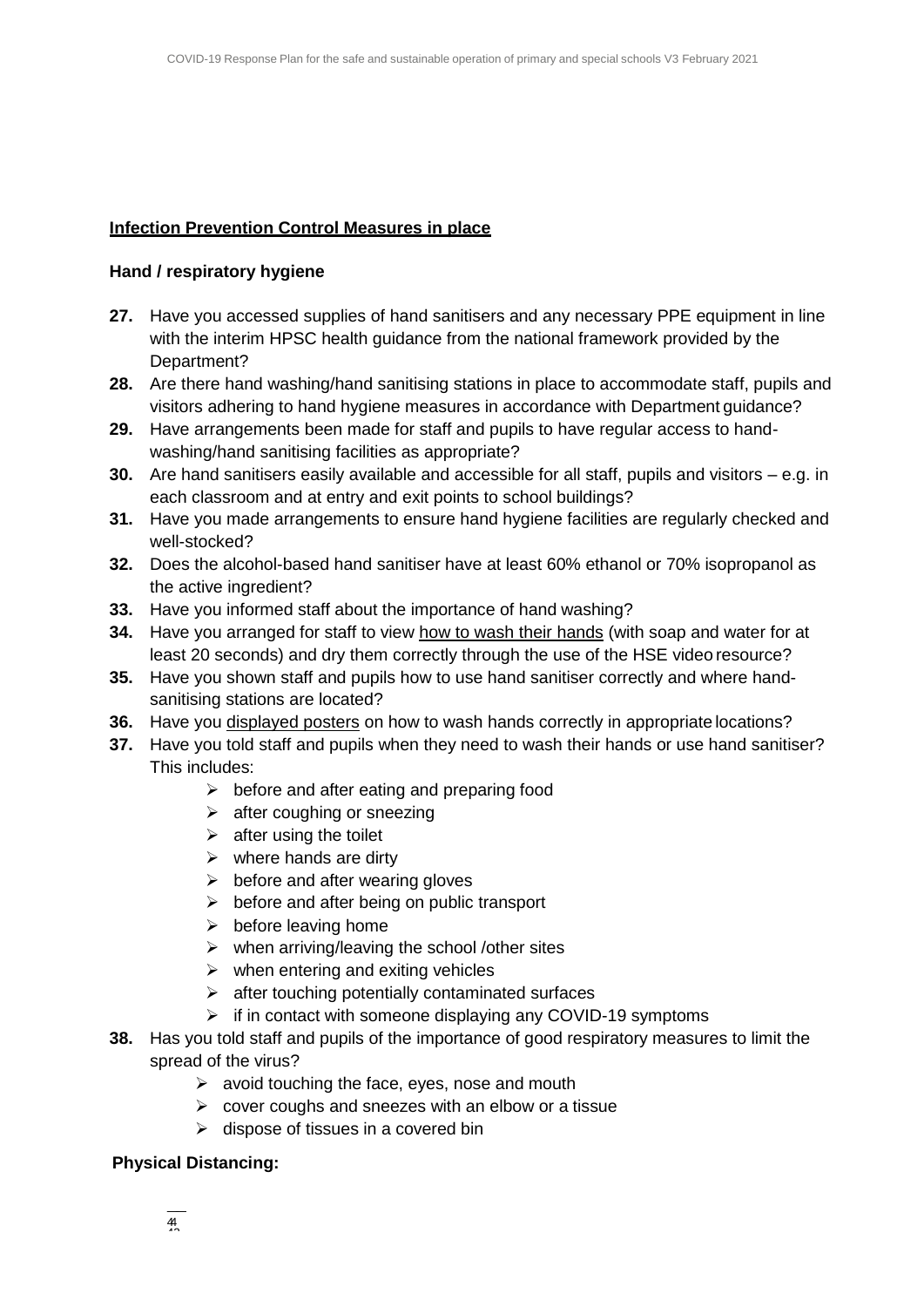**Infection Prevention Control Measures in place**

**Hand / respiratory hygiene**

27. Have you accessed supplies of hand sanitisers and any necessary PPE equipment in line with the interim HPSC health guidance from the national framework provided by the Department?
28. Are there hand washing/hand sanitising stations in place to accommodate staff, pupils and visitors adhering to hand hygiene measures in accordance with Department guidance?
29. Have arrangements been made for staff and pupils to have regular access to hand-washing/hand sanitising facilities as appropriate?
30. Are hand sanitisers easily available and accessible for all staff, pupils and visitors – e.g. in each classroom and at entry and exit points to school buildings?
31. Have you made arrangements to ensure hand hygiene facilities are regularly checked and well-stocked?
32. Does the alcohol-based hand sanitiser have at least 60% ethanol or 70% isopropanol as the active ingredient?
33. Have you informed staff about the importance of hand washing?
34. Have you arranged for staff to view how to wash their hands (with soap and water for at least 20 seconds) and dry them correctly through the use of the HSE video resource?
35. Have you shown staff and pupils how to use hand sanitiser correctly and where hand-sanitising stations are located?
36. Have you displayed posters on how to wash hands correctly in appropriate locations?
37. Have you told staff and pupils when they need to wash their hands or use hand sanitiser? This includes:
    - before and after eating and preparing food
    - after coughing or sneezing
    - after using the toilet
    - where hands are dirty
    - before and after wearing gloves
    - before and after being on public transport
    - before leaving home
    - when arriving/leaving the school /other sites
    - when entering and exiting vehicles
    - after touching potentially contaminated surfaces
    - if in contact with someone displaying any COVID-19 symptoms
38. Has you told staff and pupils of the importance of good respiratory measures to limit the spread of the virus?
    - avoid touching the face, eyes, nose and mouth
    - cover coughs and sneezes with an elbow or a tissue
    - dispose of tissues in a covered bin

**Physical Distancing:**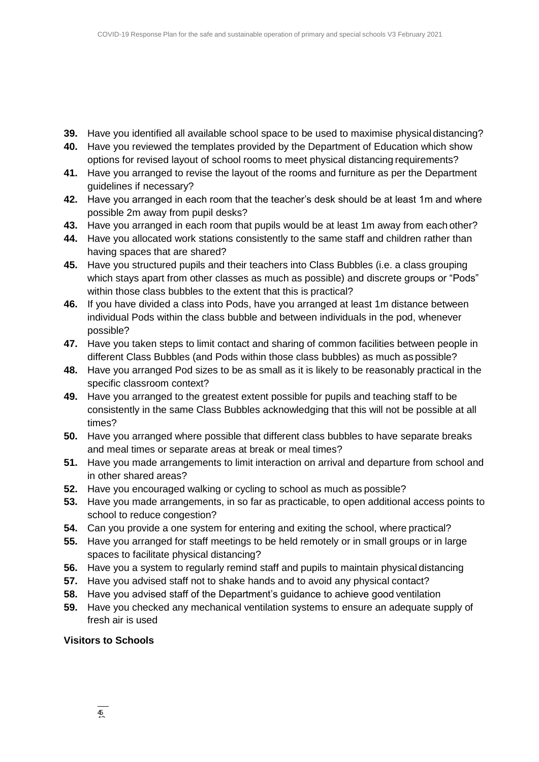**39.** Have you identified all available school space to be used to maximise physical distancing?

**40.** Have you reviewed the templates provided by the Department of Education which show options for revised layout of school rooms to meet physical distancing requirements?

**41.** Have you arranged to revise the layout of the rooms and furniture as per the Department guidelines if necessary?

**42.** Have you arranged in each room that the teacher's desk should be at least 1m and where possible 2m away from pupil desks?

**43.** Have you arranged in each room that pupils would be at least 1m away from each other?

**44.** Have you allocated work stations consistently to the same staff and children rather than having spaces that are shared?

**45.** Have you structured pupils and their teachers into Class Bubbles (i.e. a class grouping which stays apart from other classes as much as possible) and discrete groups or "Pods" within those class bubbles to the extent that this is practical?

**46.** If you have divided a class into Pods, have you arranged at least 1m distance between individual Pods within the class bubble and between individuals in the pod, whenever possible?

**47.** Have you taken steps to limit contact and sharing of common facilities between people in different Class Bubbles (and Pods within those class bubbles) as much as possible?

**48.** Have you arranged Pod sizes to be as small as it is likely to be reasonably practical in the specific classroom context?

**49.** Have you arranged to the greatest extent possible for pupils and teaching staff to be consistently in the same Class Bubbles acknowledging that this will not be possible at all times?

**50.** Have you arranged where possible that different class bubbles to have separate breaks and meal times or separate areas at break or meal times?

**51.** Have you made arrangements to limit interaction on arrival and departure from school and in other shared areas?

**52.** Have you encouraged walking or cycling to school as much as possible?

**53.** Have you made arrangements, in so far as practicable, to open additional access points to school to reduce congestion?

**54.** Can you provide a one system for entering and exiting the school, where practical?

**55.** Have you arranged for staff meetings to be held remotely or in small groups or in large spaces to facilitate physical distancing?

**56.** Have you a system to regularly remind staff and pupils to maintain physical distancing

**57.** Have you advised staff not to shake hands and to avoid any physical contact?

**58.** Have you advised staff of the Department's guidance to achieve good ventilation

**59.** Have you checked any mechanical ventilation systems to ensure an adequate supply of fresh air is used

**Visitors to Schools**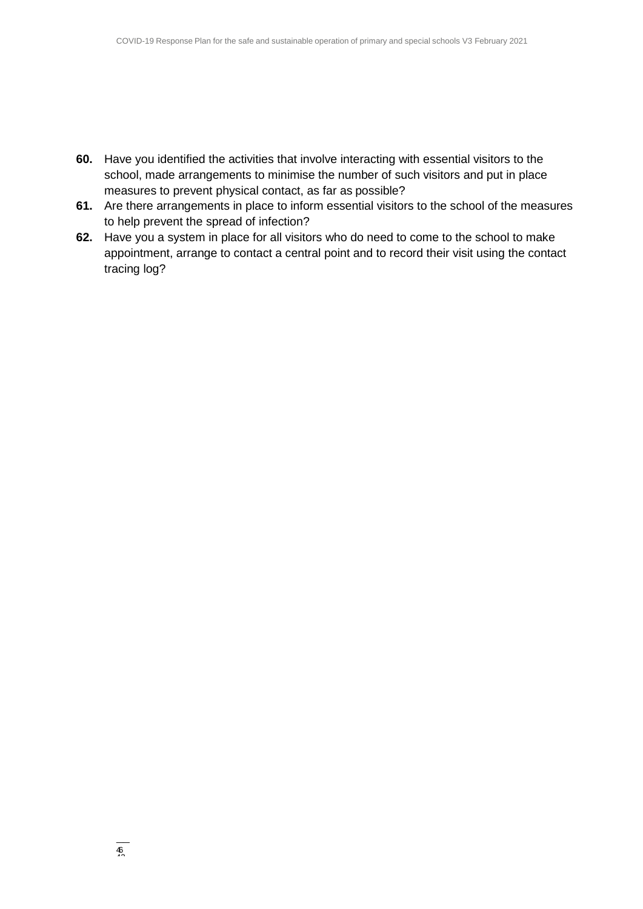**60.** Have you identified the activities that involve interacting with essential visitors to the school, made arrangements to minimise the number of such visitors and put in place measures to prevent physical contact, as far as possible?

**61.** Are there arrangements in place to inform essential visitors to the school of the measures to help prevent the spread of infection?

**62.** Have you a system in place for all visitors who do need to come to the school to make appointment, arrange to contact a central point and to record their visit using the contact tracing log?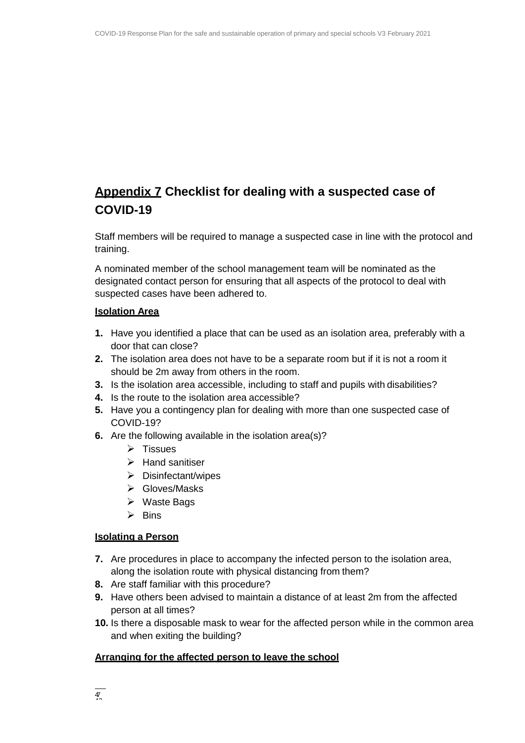## <u>Appendix 7</u> Checklist for dealing with a suspected case of COVID-19

Staff members will be required to manage a suspected case in line with the protocol and training.

A nominated member of the school management team will be nominated as the designated contact person for ensuring that all aspects of the protocol to deal with suspected cases have been adhered to.

### <u>Isolation Area</u>

1. Have you identified a place that can be used as an isolation area, preferably with a door that can close?
2. The isolation area does not have to be a separate room but if it is not a room it should be 2m away from others in the room.
3. Is the isolation area accessible, including to staff and pupils with disabilities?
4. Is the route to the isolation area accessible?
5. Have you a contingency plan for dealing with more than one suspected case of COVID-19?
6. Are the following available in the isolation area(s)?
   - Tissues
   - Hand sanitiser
   - Disinfectant/wipes
   - Gloves/Masks
   - Waste Bags
   - Bins

### <u>Isolating a Person</u>

7. Are procedures in place to accompany the infected person to the isolation area, along the isolation route with physical distancing from them?
8. Are staff familiar with this procedure?
9. Have others been advised to maintain a distance of at least 2m from the affected person at all times?
10. Is there a disposable mask to wear for the affected person while in the common area and when exiting the building?

### <u>Arranging for the affected person to leave the school</u>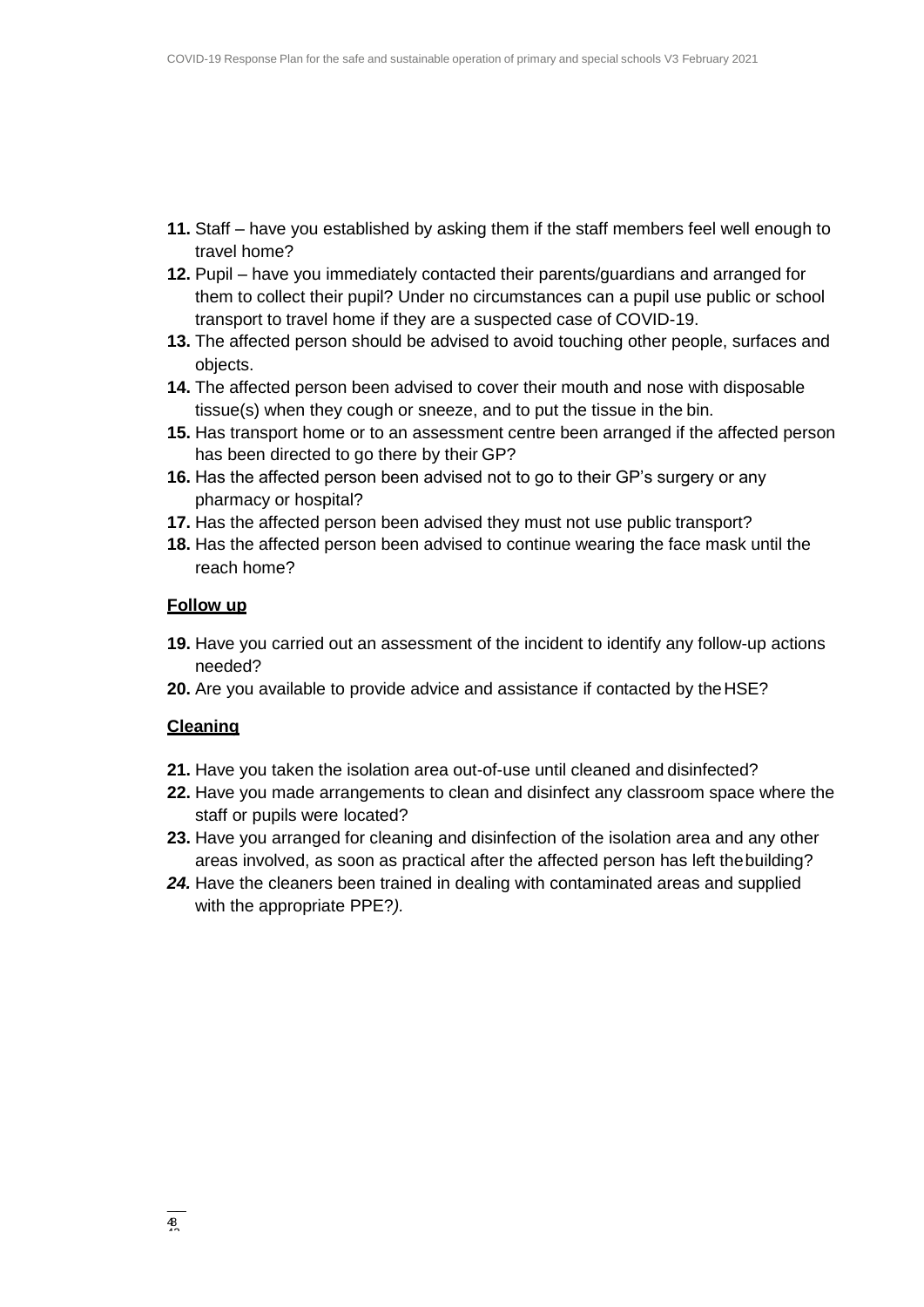**11.** Staff – have you established by asking them if the staff members feel well enough to travel home?

**12.** Pupil – have you immediately contacted their parents/guardians and arranged for them to collect their pupil? Under no circumstances can a pupil use public or school transport to travel home if they are a suspected case of COVID-19.

**13.** The affected person should be advised to avoid touching other people, surfaces and objects.

**14.** The affected person been advised to cover their mouth and nose with disposable tissue(s) when they cough or sneeze, and to put the tissue in the bin.

**15.** Has transport home or to an assessment centre been arranged if the affected person has been directed to go there by their GP?

**16.** Has the affected person been advised not to go to their GP's surgery or any pharmacy or hospital?

**17.** Has the affected person been advised they must not use public transport?

**18.** Has the affected person been advised to continue wearing the face mask until the reach home?

**Follow up**

**19.** Have you carried out an assessment of the incident to identify any follow-up actions needed?

**20.** Are you available to provide advice and assistance if contacted by the HSE?

**Cleaning**

**21.** Have you taken the isolation area out-of-use until cleaned and disinfected?

**22.** Have you made arrangements to clean and disinfect any classroom space where the staff or pupils were located?

**23.** Have you arranged for cleaning and disinfection of the isolation area and any other areas involved, as soon as practical after the affected person has left the building?

***24.*** Have the cleaners been trained in dealing with contaminated areas and supplied with the appropriate PPE?*).*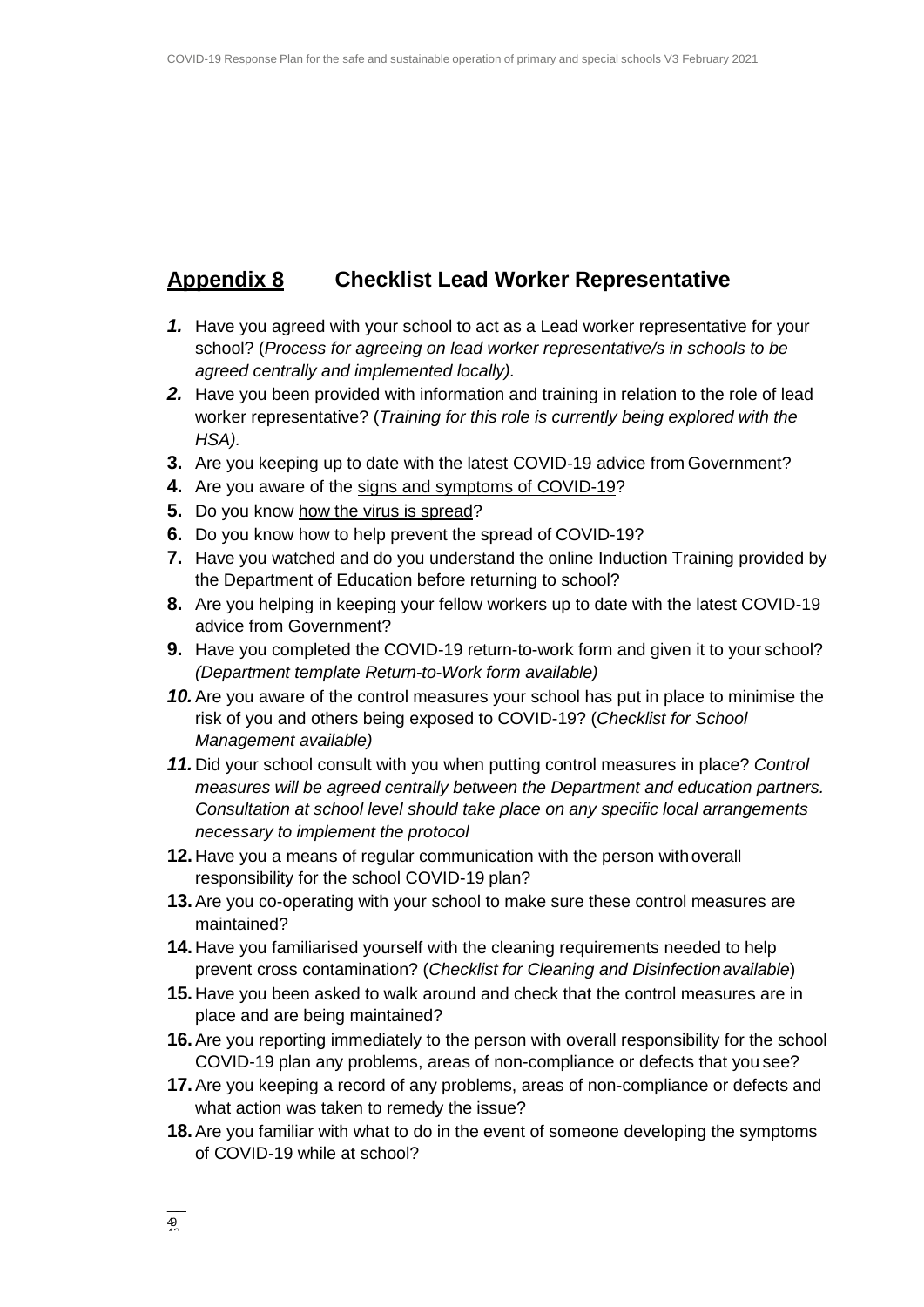## Appendix 8 Checklist Lead Worker Representative

1. Have you agreed with your school to act as a Lead worker representative for your school? (*Process for agreeing on lead worker representative/s in schools to be agreed centrally and implemented locally).*
2. Have you been provided with information and training in relation to the role of lead worker representative? (*Training for this role is currently being explored with the HSA).*
3. Are you keeping up to date with the latest COVID-19 advice from Government?
4. Are you aware of the signs and symptoms of COVID-19?
5. Do you know how the virus is spread?
6. Do you know how to help prevent the spread of COVID-19?
7. Have you watched and do you understand the online Induction Training provided by the Department of Education before returning to school?
8. Are you helping in keeping your fellow workers up to date with the latest COVID-19 advice from Government?
9. Have you completed the COVID-19 return-to-work form and given it to your school? *(Department template Return-to-Work form available)*
10. Are you aware of the control measures your school has put in place to minimise the risk of you and others being exposed to COVID-19? (*Checklist for School Management available)*
11. Did your school consult with you when putting control measures in place? *Control measures will be agreed centrally between the Department and education partners. Consultation at school level should take place on any specific local arrangements necessary to implement the protocol*
12. Have you a means of regular communication with the person with overall responsibility for the school COVID-19 plan?
13. Are you co-operating with your school to make sure these control measures are maintained?
14. Have you familiarised yourself with the cleaning requirements needed to help prevent cross contamination? (*Checklist for Cleaning and Disinfection available*)
15. Have you been asked to walk around and check that the control measures are in place and are being maintained?
16. Are you reporting immediately to the person with overall responsibility for the school COVID-19 plan any problems, areas of non-compliance or defects that you see?
17. Are you keeping a record of any problems, areas of non-compliance or defects and what action was taken to remedy the issue?
18. Are you familiar with what to do in the event of someone developing the symptoms of COVID-19 while at school?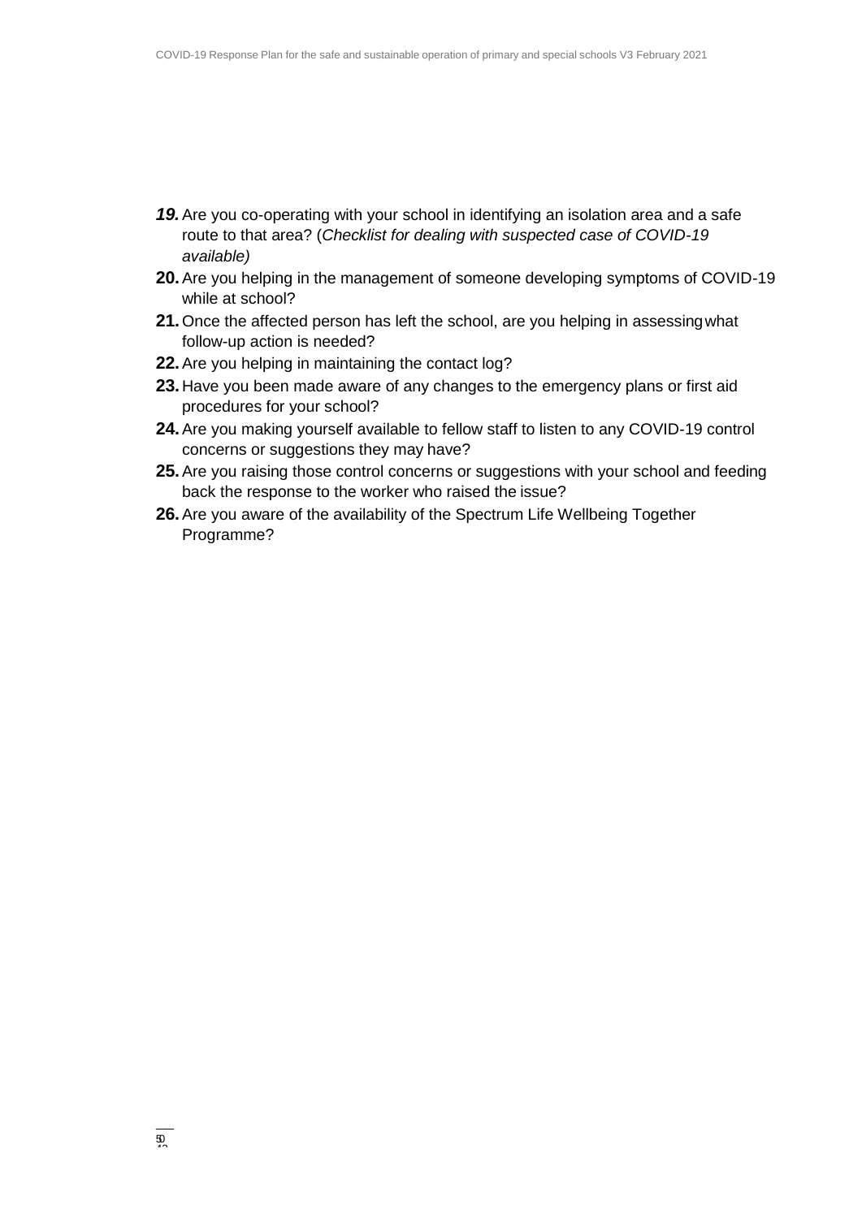19. Are you co-operating with your school in identifying an isolation area and a safe route to that area? (*Checklist for dealing with suspected case of COVID-19 available)*
20. Are you helping in the management of someone developing symptoms of COVID-19 while at school?
21. Once the affected person has left the school, are you helping in assessing what follow-up action is needed?
22. Are you helping in maintaining the contact log?
23. Have you been made aware of any changes to the emergency plans or first aid procedures for your school?
24. Are you making yourself available to fellow staff to listen to any COVID-19 control concerns or suggestions they may have?
25. Are you raising those control concerns or suggestions with your school and feeding back the response to the worker who raised the issue?
26. Are you aware of the availability of the Spectrum Life Wellbeing Together Programme?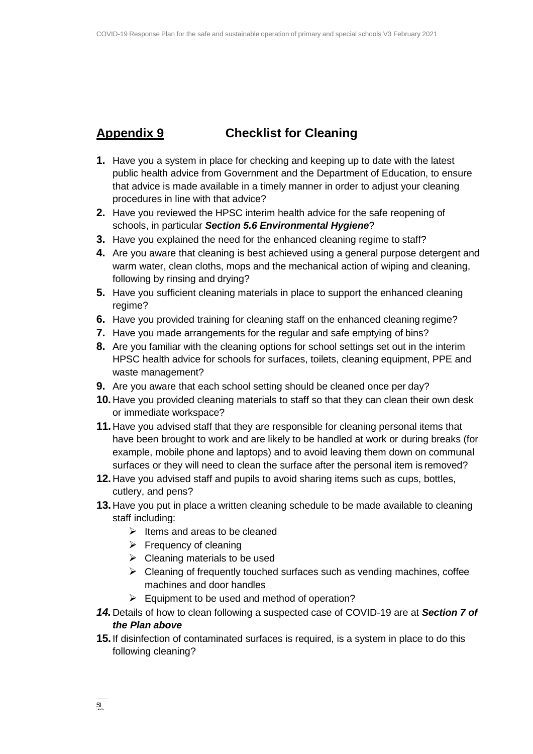## Appendix 9 Checklist for Cleaning

1. Have you a system in place for checking and keeping up to date with the latest public health advice from Government and the Department of Education, to ensure that advice is made available in a timely manner in order to adjust your cleaning procedures in line with that advice?
2. Have you reviewed the HPSC interim health advice for the safe reopening of schools, in particular ***Section 5.6 Environmental Hygiene***?
3. Have you explained the need for the enhanced cleaning regime to staff?
4. Are you aware that cleaning is best achieved using a general purpose detergent and warm water, clean cloths, mops and the mechanical action of wiping and cleaning, following by rinsing and drying?
5. Have you sufficient cleaning materials in place to support the enhanced cleaning regime?
6. Have you provided training for cleaning staff on the enhanced cleaning regime?
7. Have you made arrangements for the regular and safe emptying of bins?
8. Are you familiar with the cleaning options for school settings set out in the interim HPSC health advice for schools for surfaces, toilets, cleaning equipment, PPE and waste management?
9. Are you aware that each school setting should be cleaned once per day?
10. Have you provided cleaning materials to staff so that they can clean their own desk or immediate workspace?
11. Have you advised staff that they are responsible for cleaning personal items that have been brought to work and are likely to be handled at work or during breaks (for example, mobile phone and laptops) and to avoid leaving them down on communal surfaces or they will need to clean the surface after the personal item is removed?
12. Have you advised staff and pupils to avoid sharing items such as cups, bottles, cutlery, and pens?
13. Have you put in place a written cleaning schedule to be made available to cleaning staff including:
    - Items and areas to be cleaned
    - Frequency of cleaning
    - Cleaning materials to be used
    - Cleaning of frequently touched surfaces such as vending machines, coffee machines and door handles
    - Equipment to be used and method of operation?
14. Details of how to clean following a suspected case of COVID-19 are at ***Section 7 of the Plan above***
15. If disinfection of contaminated surfaces is required, is a system in place to do this following cleaning?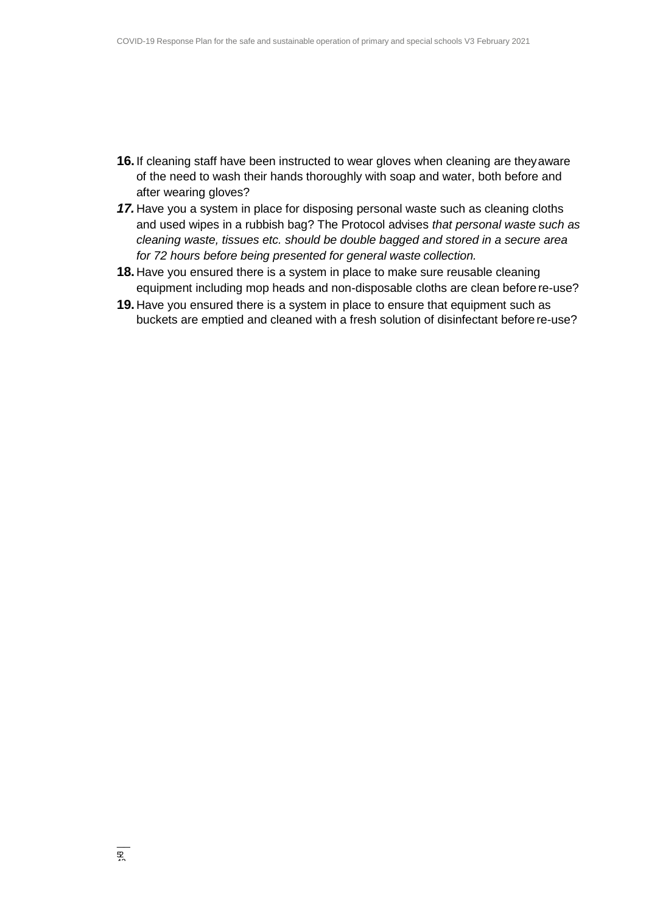**16.** If cleaning staff have been instructed to wear gloves when cleaning are they aware of the need to wash their hands thoroughly with soap and water, both before and after wearing gloves?

***17.*** Have you a system in place for disposing personal waste such as cleaning cloths and used wipes in a rubbish bag? The Protocol advises *that personal waste such as cleaning waste, tissues etc. should be double bagged and stored in a secure area for 72 hours before being presented for general waste collection.*

**18.** Have you ensured there is a system in place to make sure reusable cleaning equipment including mop heads and non-disposable cloths are clean before re-use?

**19.** Have you ensured there is a system in place to ensure that equipment such as buckets are emptied and cleaned with a fresh solution of disinfectant before re-use?